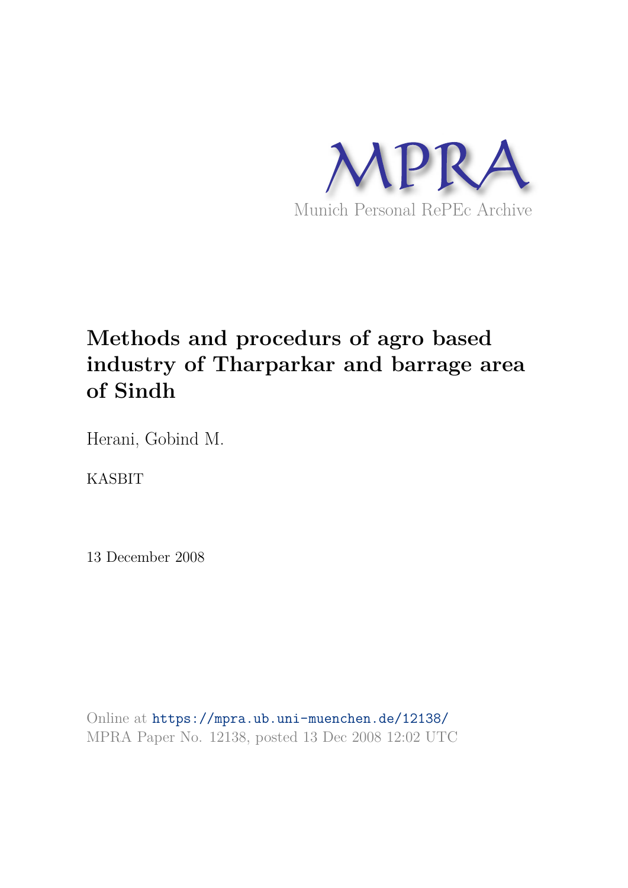MPRA

Munich Personal RePEc Archive

# Methods and procedurs of agro based industry of Tharparkar and barrage area of Sindh

Herani, Gobind M.

KASBIT

13 December 2008

Online at https://mpra.ub.uni-muenchen.de/12138/
MPRA Paper No. 12138, posted 13 Dec 2008 12:02 UTC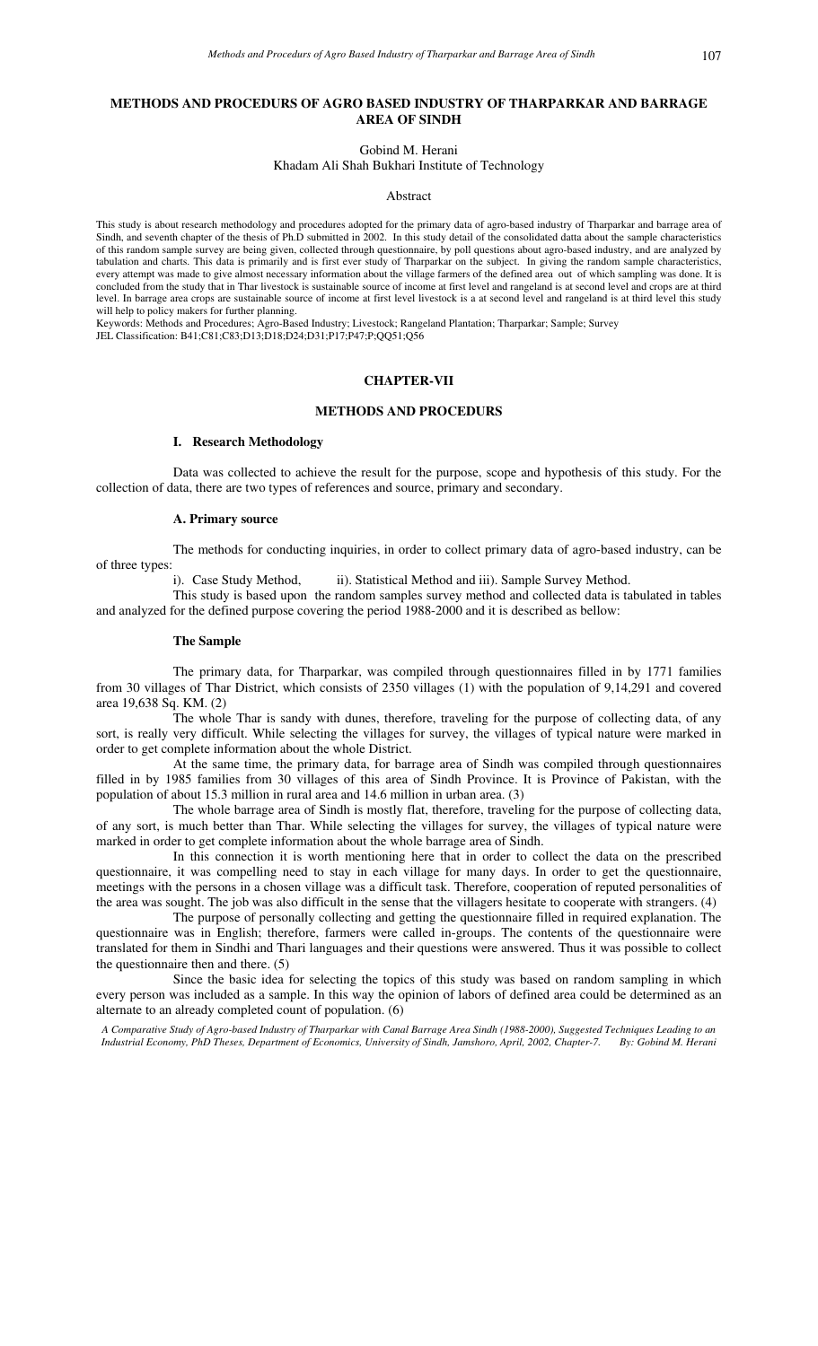# METHODS AND PROCEDURS OF AGRO BASED INDUSTRY OF THARPARKAR AND BARRAGE AREA OF SINDH

Gobind M. Herani
Khadam Ali Shah Bukhari Institute of Technology

## Abstract

This study is about research methodology and procedures adopted for the primary data of agro-based industry of Tharparkar and barrage area of Sindh, and seventh chapter of the thesis of Ph.D submitted in 2002. In this study detail of the consolidated datta about the sample characteristics of this random sample survey are being given, collected through questionnaire, by poll questions about agro-based industry, and are analyzed by tabulation and charts. This data is primarily and is first ever study of Tharparkar on the subject. In giving the random sample characteristics, every attempt was made to give almost necessary information about the village farmers of the defined area out of which sampling was done. It is concluded from the study that in Thar livestock is sustainable source of income at first level and rangeland is at second level and crops are at third level. In barrage area crops are sustainable source of income at first level livestock is a at second level and rangeland is at third level this study will help to policy makers for further planning.

Keywords: Methods and Procedures; Agro-Based Industry; Livestock; Rangeland Plantation; Tharparkar; Sample; Survey
JEL Classification: B41;C81;C83;D13;D18;D24;D31;P17;P47;P;QQ51;Q56

## CHAPTER-VII

## METHODS AND PROCEDURS

### I. Research Methodology

Data was collected to achieve the result for the purpose, scope and hypothesis of this study. For the collection of data, there are two types of references and source, primary and secondary.

#### A. Primary source

The methods for conducting inquiries, in order to collect primary data of agro-based industry, can be of three types:

i). Case Study Method, ii). Statistical Method and iii). Sample Survey Method.

This study is based upon the random samples survey method and collected data is tabulated in tables and analyzed for the defined purpose covering the period 1988-2000 and it is described as bellow:

#### The Sample

The primary data, for Tharparkar, was compiled through questionnaires filled in by 1771 families from 30 villages of Thar District, which consists of 2350 villages (1) with the population of 9,14,291 and covered area 19,638 Sq. KM. (2)

The whole Thar is sandy with dunes, therefore, traveling for the purpose of collecting data, of any sort, is really very difficult. While selecting the villages for survey, the villages of typical nature were marked in order to get complete information about the whole District.

At the same time, the primary data, for barrage area of Sindh was compiled through questionnaires filled in by 1985 families from 30 villages of this area of Sindh Province. It is Province of Pakistan, with the population of about 15.3 million in rural area and 14.6 million in urban area. (3)

The whole barrage area of Sindh is mostly flat, therefore, traveling for the purpose of collecting data, of any sort, is much better than Thar. While selecting the villages for survey, the villages of typical nature were marked in order to get complete information about the whole barrage area of Sindh.

In this connection it is worth mentioning here that in order to collect the data on the prescribed questionnaire, it was compelling need to stay in each village for many days. In order to get the questionnaire, meetings with the persons in a chosen village was a difficult task. Therefore, cooperation of reputed personalities of the area was sought. The job was also difficult in the sense that the villagers hesitate to cooperate with strangers. (4)

The purpose of personally collecting and getting the questionnaire filled in required explanation. The questionnaire was in English; therefore, farmers were called in-groups. The contents of the questionnaire were translated for them in Sindhi and Thari languages and their questions were answered. Thus it was possible to collect the questionnaire then and there. (5)

Since the basic idea for selecting the topics of this study was based on random sampling in which every person was included as a sample. In this way the opinion of labors of defined area could be determined as an alternate to an already completed count of population. (6)

*A Comparative Study of Agro-based Industry of Tharparkar with Canal Barrage Area Sindh (1988-2000), Suggested Techniques Leading to an Industrial Economy, PhD Theses, Department of Economics, University of Sindh, Jamshoro, April, 2002, Chapter-7. By: Gobind M. Herani*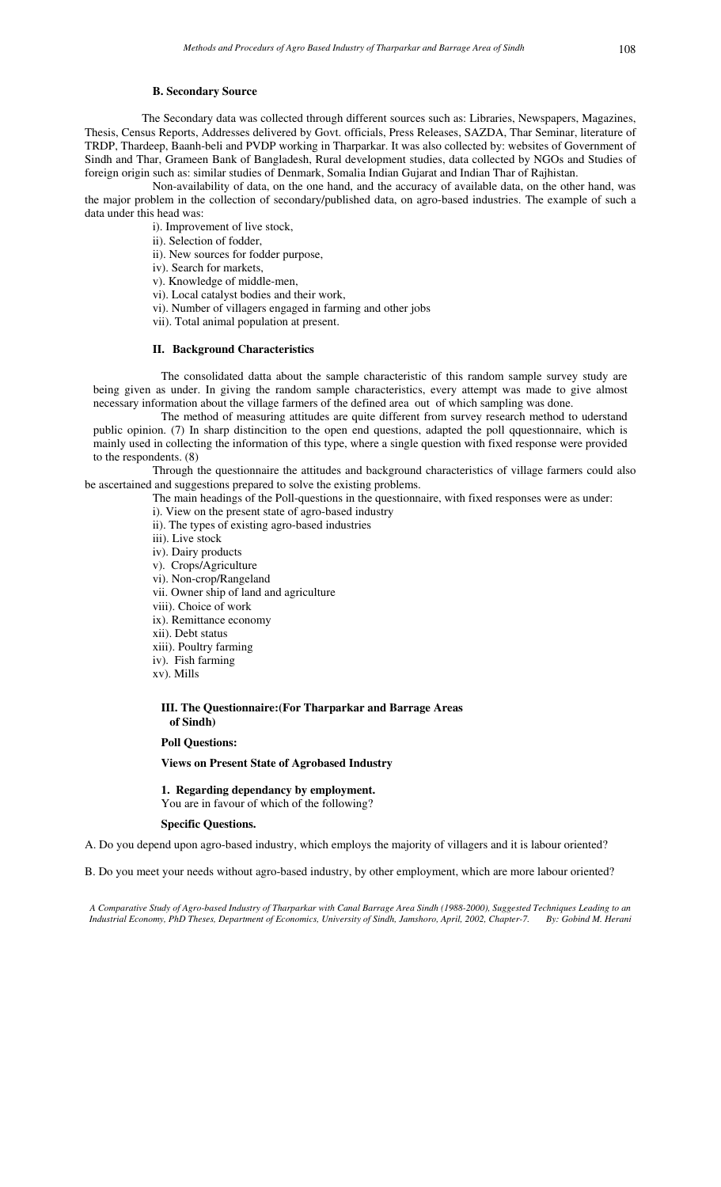**B. Secondary Source**

The Secondary data was collected through different sources such as: Libraries, Newspapers, Magazines, Thesis, Census Reports, Addresses delivered by Govt. officials, Press Releases, SAZDA, Thar Seminar, literature of TRDP, Thardeep, Baanh-beli and PVDP working in Tharparkar. It was also collected by: websites of Government of Sindh and Thar, Grameen Bank of Bangladesh, Rural development studies, data collected by NGOs and Studies of foreign origin such as: similar studies of Denmark, Somalia Indian Gujarat and Indian Thar of Rajhistan.

Non-availability of data, on the one hand, and the accuracy of available data, on the other hand, was the major problem in the collection of secondary/published data, on agro-based industries. The example of such a data under this head was:

i). Improvement of live stock,
ii). Selection of fodder,
ii). New sources for fodder purpose,
iv). Search for markets,
v). Knowledge of middle-men,
vi). Local catalyst bodies and their work,
vi). Number of villagers engaged in farming and other jobs
vii). Total animal population at present.

**II. Background Characteristics**

The consolidated datta about the sample characteristic of this random sample survey study are being given as under. In giving the random sample characteristics, every attempt was made to give almost necessary information about the village farmers of the defined area out of which sampling was done.

The method of measuring attitudes are quite different from survey research method to uderstand public opinion. (7) In sharp distincition to the open end questions, adapted the poll qquestionnaire, which is mainly used in collecting the information of this type, where a single question with fixed response were provided to the respondents. (8)

Through the questionnaire the attitudes and background characteristics of village farmers could also be ascertained and suggestions prepared to solve the existing problems.

The main headings of the Poll-questions in the questionnaire, with fixed responses were as under:

i). View on the present state of agro-based industry
ii). The types of existing agro-based industries
iii). Live stock
iv). Dairy products
v). Crops/Agriculture
vi). Non-crop/Rangeland
vii. Owner ship of land and agriculture
viii). Choice of work
ix). Remittance economy
xii). Debt status
xiii). Poultry farming
iv). Fish farming
xv). Mills

**III. The Questionnaire:(For Tharparkar and Barrage Areas of Sindh)**

**Poll Questions:**

**Views on Present State of Agrobased Industry**

**1. Regarding dependancy by employment.**
You are in favour of which of the following?

**Specific Questions.**

A. Do you depend upon agro-based industry, which employs the majority of villagers and it is labour oriented?

B. Do you meet your needs without agro-based industry, by other employment, which are more labour oriented?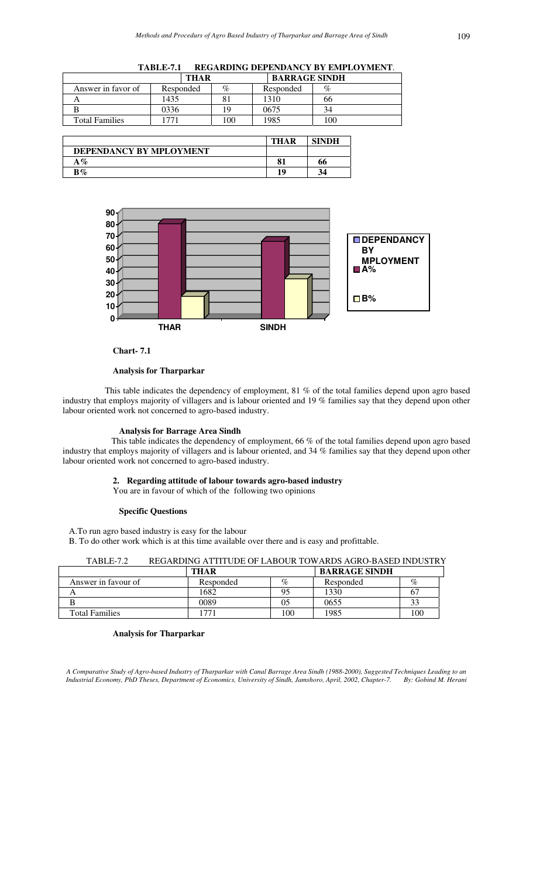**TABLE-7.1 REGARDING DEPENDANCY BY EMPLOYMENT**.

| | THAR | | BARRAGE SINDH | |
|---|---|---|---|---|
| Answer in favor of | Responded | % | Responded | % |
| A | 1435 | 81 | 1310 | 66 |
| B | 0336 | 19 | 0675 | 34 |
| Total Families | 1771 | 100 | 1985 | 100 |

| | THAR | SINDH |
|---|---|---|
| **DEPENDANCY BY MPLOYMENT** | | |
| **A%** | **81** | **66** |
| **B%** | **19** | **34** |

**Chart- 7.1**

**Analysis for Tharparkar**

This table indicates the dependency of employment, 81 % of the total families depend upon agro based industry that employs majority of villagers and is labour oriented and 19 % families say that they depend upon other labour oriented work not concerned to agro-based industry.

**Analysis for Barrage Area Sindh**

This table indicates the dependency of employment, 66 % of the total families depend upon agro based industry that employs majority of villagers and is labour oriented, and 34 % families say that they depend upon other labour oriented work not concerned to agro-based industry.

**2. Regarding attitude of labour towards agro-based industry**

You are in favour of which of the following two opinions

**Specific Questions**

A.To run agro based industry is easy for the labour

B. To do other work which is at this time available over there and is easy and profittable.

TABLE-7.2 REGARDING ATTITUDE OF LABOUR TOWARDS AGRO-BASED INDUSTRY

| | THAR | | BARRAGE SINDH | |
|---|---|---|---|---|
| Answer in favour of | Responded | % | Responded | % |
| A | 1682 | 95 | 1330 | 67 |
| B | 0089 | 05 | 0655 | 33 |
| Total Families | 1771 | 100 | 1985 | 100 |

**Analysis for Tharparkar**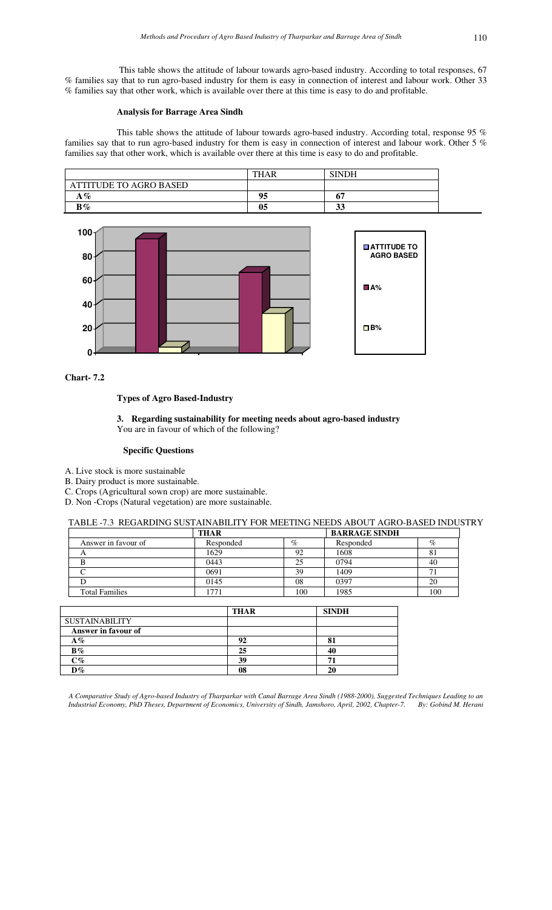This table shows the attitude of labour towards agro-based industry. According to total responses, 67 % families say that to run agro-based industry for them is easy in connection of interest and labour work. Other 33 % families say that other work, which is available over there at this time is easy to do and profitable.

**Analysis for Barrage Area Sindh**

This table shows the attitude of labour towards agro-based industry. According total, response 95 % families say that to run agro-based industry for them is easy in connection of interest and labour work. Other 5 % families say that other work, which is available over there at this time is easy to do and profitable.

| | THAR | SINDH |
|---|---|---|
| ATTITUDE TO AGRO BASED | | |
| **A%** | **95** | **67** |
| **B%** | **05** | **33** |

**Chart- 7.2**

**Types of Agro Based-Industry**

**3. Regarding sustainability for meeting needs about agro-based industry**
You are in favour of which of the following?

**Specific Questions**

A. Live stock is more sustainable
B. Dairy product is more sustainable.
C. Crops (Agricultural sown crop) are more sustainable.
D. Non -Crops (Natural vegetation) are more sustainable.

TABLE -7.3 REGARDING SUSTAINABILITY FOR MEETING NEEDS ABOUT AGRO-BASED INDUSTRY

| | **THAR** | | **BARRAGE SINDH** | |
|---|---|---|---|---|
| Answer in favour of | Responded | % | Responded | % |
| A | 1629 | 92 | 1608 | 81 |
| B | 0443 | 25 | 0794 | 40 |
| C | 0691 | 39 | 1409 | 71 |
| D | 0145 | 08 | 0397 | 20 |
| Total Families | 1771 | 100 | 1985 | 100 |

| | **THAR** | **SINDH** |
|---|---|---|
| SUSTAINABILITY | | |
| **Answer in favour of** | | |
| **A%** | **92** | **81** |
| **B%** | **25** | **40** |
| **C%** | **39** | **71** |
| **D%** | **08** | **20** |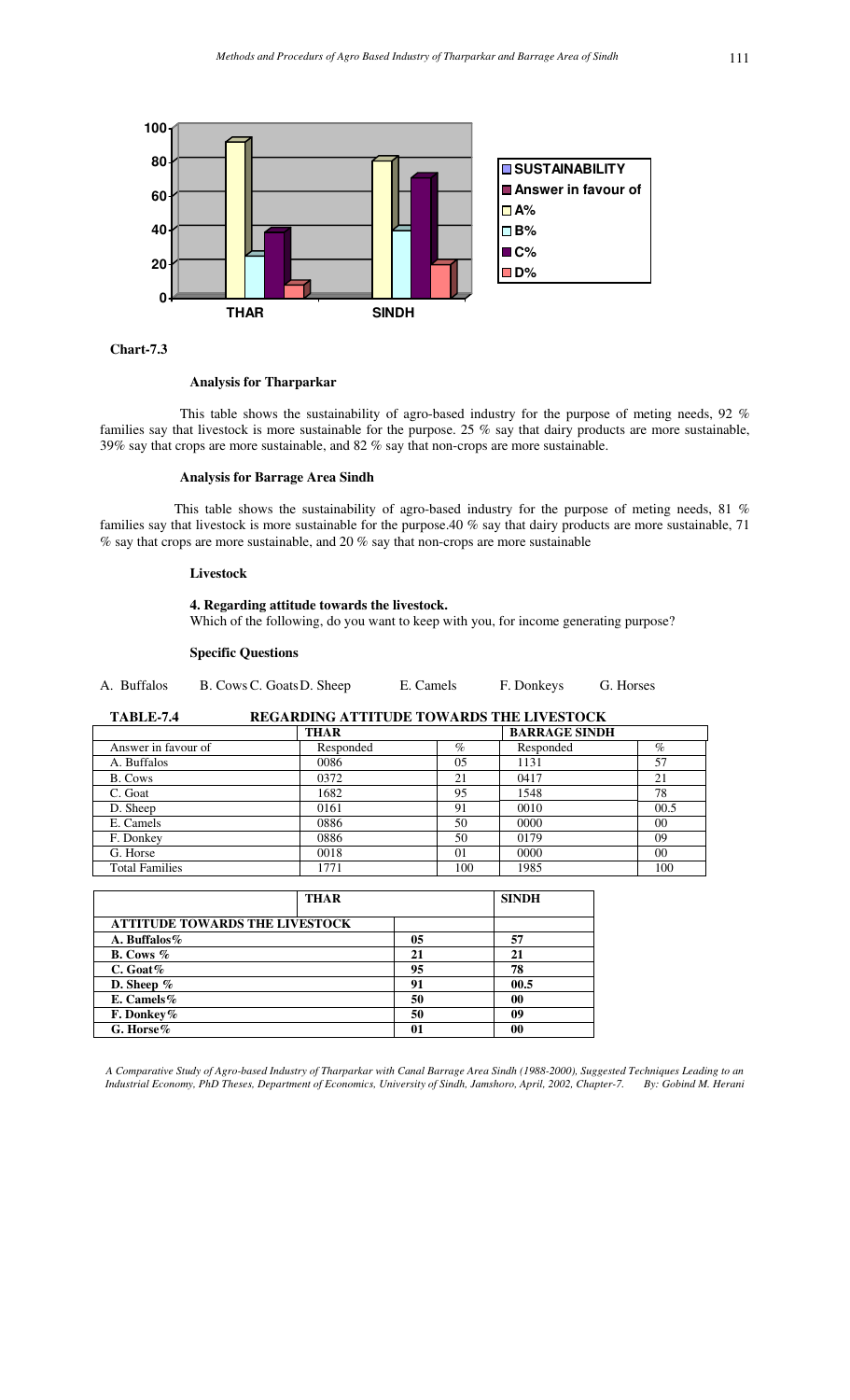**Chart-7.3**

**Analysis for Tharparkar**

This table shows the sustainability of agro-based industry for the purpose of meting needs, 92 % families say that livestock is more sustainable for the purpose. 25 % say that dairy products are more sustainable, 39% say that crops are more sustainable, and 82 % say that non-crops are more sustainable.

**Analysis for Barrage Area Sindh**

This table shows the sustainability of agro-based industry for the purpose of meting needs, 81 % families say that livestock is more sustainable for the purpose.40 % say that dairy products are more sustainable, 71 % say that crops are more sustainable, and 20 % say that non-crops are more sustainable

**Livestock**

**4. Regarding attitude towards the livestock.**
Which of the following, do you want to keep with you, for income generating purpose?

**Specific Questions**

A. Buffalos B. Cows C. Goats D. Sheep E. Camels F. Donkeys G. Horses

**TABLE-7.4 REGARDING ATTITUDE TOWARDS THE LIVESTOCK**

| | THAR | | BARRAGE SINDH | |
|---|---|---|---|---|
| Answer in favour of | Responded | % | Responded | % |
| A. Buffalos | 0086 | 05 | 1131 | 57 |
| B. Cows | 0372 | 21 | 0417 | 21 |
| C. Goat | 1682 | 95 | 1548 | 78 |
| D. Sheep | 0161 | 91 | 0010 | 00.5 |
| E. Camels | 0886 | 50 | 0000 | 00 |
| F. Donkey | 0886 | 50 | 0179 | 09 |
| G. Horse | 0018 | 01 | 0000 | 00 |
| Total Families | 1771 | 100 | 1985 | 100 |

| | THAR | SINDH |
|---|---|---|
| **ATTITUDE TOWARDS THE LIVESTOCK** | | |
| **A. Buffalos%** | **05** | **57** |
| **B. Cows %** | **21** | **21** |
| **C. Goat%** | **95** | **78** |
| **D. Sheep %** | **91** | **00.5** |
| **E. Camels%** | **50** | **00** |
| **F. Donkey%** | **50** | **09** |
| **G. Horse%** | **01** | **00** |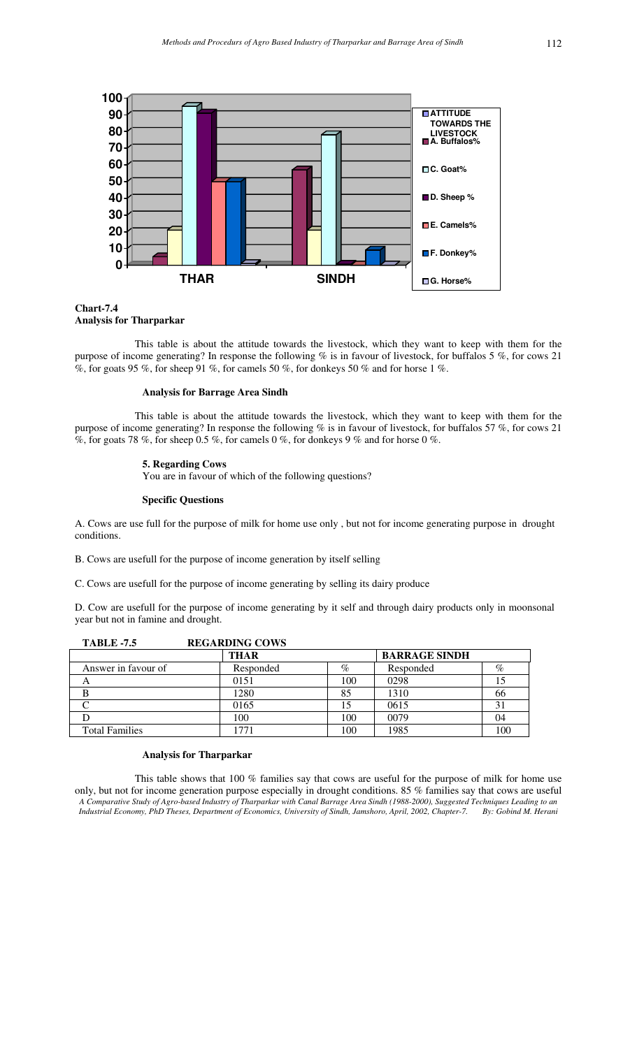**Chart-7.4**
**Analysis for Tharparkar**

This table is about the attitude towards the livestock, which they want to keep with them for the purpose of income generating? In response the following % is in favour of livestock, for buffalos 5 %, for cows 21 %, for goats 95 %, for sheep 91 %, for camels 50 %, for donkeys 50 % and for horse 1 %.

**Analysis for Barrage Area Sindh**

This table is about the attitude towards the livestock, which they want to keep with them for the purpose of income generating? In response the following % is in favour of livestock, for buffalos 57 %, for cows 21 %, for goats 78 %, for sheep 0.5 %, for camels 0 %, for donkeys 9 % and for horse 0 %.

**5. Regarding Cows**

You are in favour of which of the following questions?

**Specific Questions**

A. Cows are use full for the purpose of milk for home use only , but not for income generating purpose in drought conditions.

B. Cows are usefull for the purpose of income generation by itself selling

C. Cows are usefull for the purpose of income generating by selling its dairy produce

D. Cow are usefull for the purpose of income generating by it self and through dairy products only in moonsonal year but not in famine and drought.

**TABLE -7.5 REGARDING COWS**

| | THAR | | BARRAGE SINDH | |
|---|---|---|---|---|
| Answer in favour of | Responded | % | Responded | % |
| A | 0151 | 100 | 0298 | 15 |
| B | 1280 | 85 | 1310 | 66 |
| C | 0165 | 15 | 0615 | 31 |
| D | 100 | 100 | 0079 | 04 |
| Total Families | 1771 | 100 | 1985 | 100 |

**Analysis for Tharparkar**

This table shows that 100 % families say that cows are useful for the purpose of milk for home use only, but not for income generation purpose especially in drought conditions. 85 % families say that cows are useful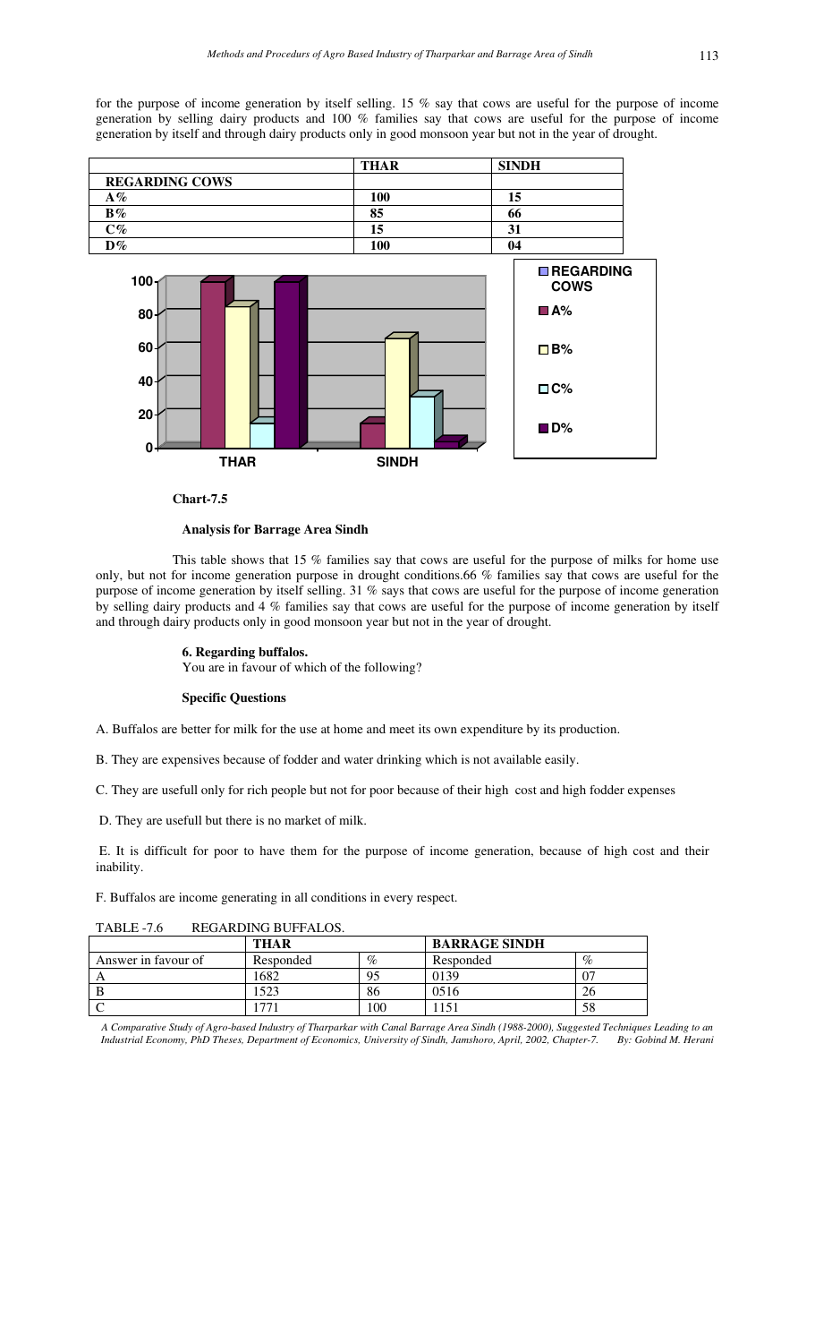for the purpose of income generation by itself selling. 15 % say that cows are useful for the purpose of income generation by selling dairy products and 100 % families say that cows are useful for the purpose of income generation by itself and through dairy products only in good monsoon year but not in the year of drought.

| | **THAR** | **SINDH** |
|---|---|---|
| **REGARDING COWS** | | |
| **A%** | **100** | **15** |
| **B%** | **85** | **66** |
| **C%** | **15** | **31** |
| **D%** | **100** | **04** |

**Chart-7.5**

**Analysis for Barrage Area Sindh**

This table shows that 15 % families say that cows are useful for the purpose of milks for home use only, but not for income generation purpose in drought conditions.66 % families say that cows are useful for the purpose of income generation by itself selling. 31 % says that cows are useful for the purpose of income generation by selling dairy products and 4 % families say that cows are useful for the purpose of income generation by itself and through dairy products only in good monsoon year but not in the year of drought.

**6. Regarding buffalos.**

You are in favour of which of the following?

**Specific Questions**

A. Buffalos are better for milk for the use at home and meet its own expenditure by its production.

B. They are expensives because of fodder and water drinking which is not available easily.

C. They are usefull only for rich people but not for poor because of their high cost and high fodder expenses

D. They are usefull but there is no market of milk.

E. It is difficult for poor to have them for the purpose of income generation, because of high cost and their inability.

F. Buffalos are income generating in all conditions in every respect.

TABLE -7.6 REGARDING BUFFALOS.

| | **THAR** | | **BARRAGE SINDH** | |
|---|---|---|---|---|
| Answer in favour of | Responded | % | Responded | % |
| A | 1682 | 95 | 0139 | 07 |
| B | 1523 | 86 | 0516 | 26 |
| C | 1771 | 100 | 1151 | 58 |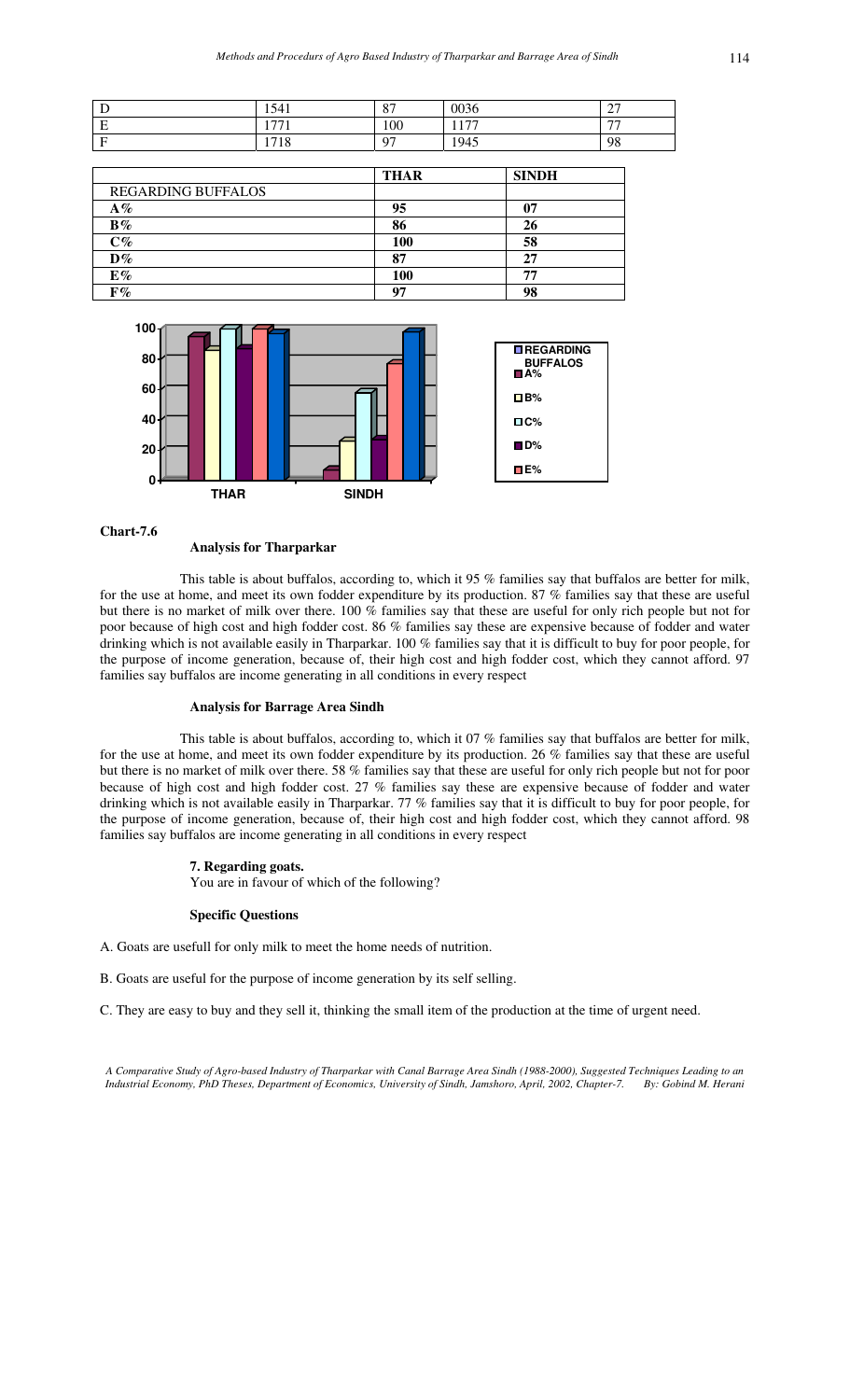| D | 1541 | 87 | 0036 | 27 |
|---|---|---|---|---|
| E | 1771 | 100 | 1177 | 77 |
| F | 1718 | 97 | 1945 | 98 |

| | **THAR** | **SINDH** |
|---|---|---|
| REGARDING BUFFALOS | | |
| **A%** | **95** | **07** |
| **B%** | **86** | **26** |
| **C%** | **100** | **58** |
| **D%** | **87** | **27** |
| **E%** | **100** | **77** |
| **F%** | **97** | **98** |

**Chart-7.6**

**Analysis for Tharparkar**

This table is about buffalos, according to, which it 95 % families say that buffalos are better for milk, for the use at home, and meet its own fodder expenditure by its production. 87 % families say that these are useful but there is no market of milk over there. 100 % families say that these are useful for only rich people but not for poor because of high cost and high fodder cost. 86 % families say these are expensive because of fodder and water drinking which is not available easily in Tharparkar. 100 % families say that it is difficult to buy for poor people, for the purpose of income generation, because of, their high cost and high fodder cost, which they cannot afford. 97 families say buffalos are income generating in all conditions in every respect

**Analysis for Barrage Area Sindh**

This table is about buffalos, according to, which it 07 % families say that buffalos are better for milk, for the use at home, and meet its own fodder expenditure by its production. 26 % families say that these are useful but there is no market of milk over there. 58 % families say that these are useful for only rich people but not for poor because of high cost and high fodder cost. 27 % families say these are expensive because of fodder and water drinking which is not available easily in Tharparkar. 77 % families say that it is difficult to buy for poor people, for the purpose of income generation, because of, their high cost and high fodder cost, which they cannot afford. 98 families say buffalos are income generating in all conditions in every respect

**7. Regarding goats.**

You are in favour of which of the following?

**Specific Questions**

A. Goats are usefull for only milk to meet the home needs of nutrition.

B. Goats are useful for the purpose of income generation by its self selling.

C. They are easy to buy and they sell it, thinking the small item of the production at the time of urgent need.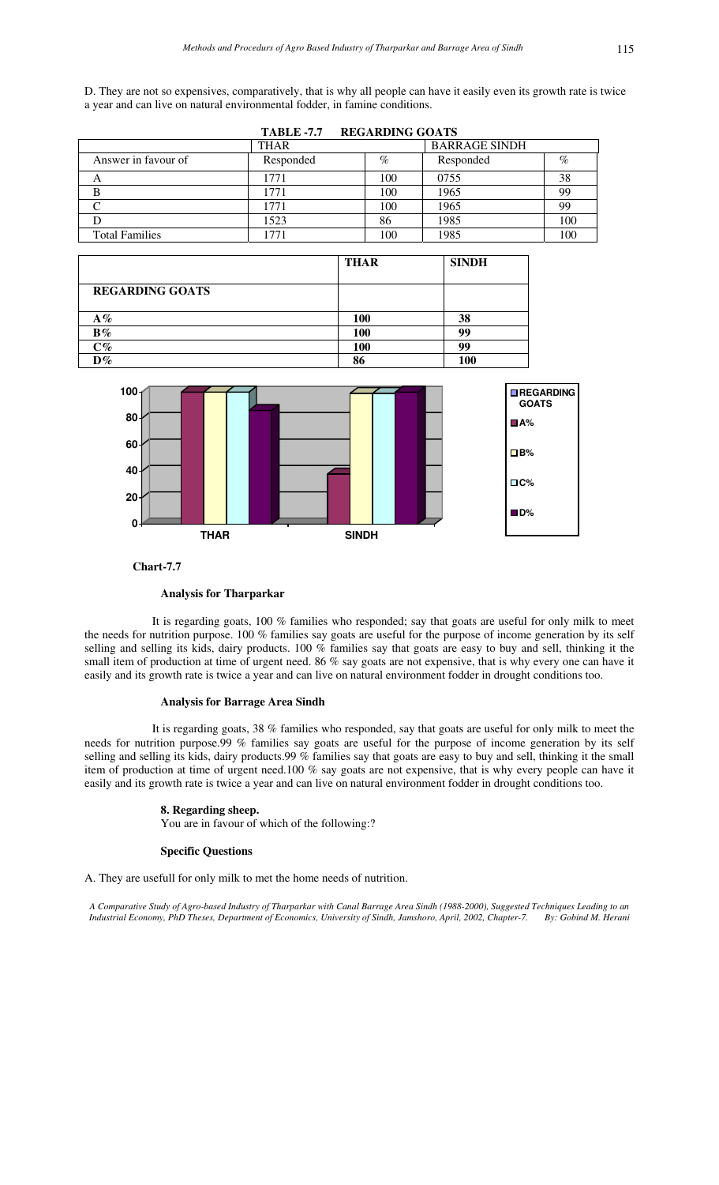D. They are not so expensives, comparatively, that is why all people can have it easily even its growth rate is twice a year and can live on natural environmental fodder, in famine conditions.

**TABLE -7.7 REGARDING GOATS**

| | THAR | | BARRAGE SINDH | |
|---|---|---|---|---|
| Answer in favour of | Responded | % | Responded | % |
| A | 1771 | 100 | 0755 | 38 |
| B | 1771 | 100 | 1965 | 99 |
| C | 1771 | 100 | 1965 | 99 |
| D | 1523 | 86 | 1985 | 100 |
| Total Families | 1771 | 100 | 1985 | 100 |

| | THAR | SINDH |
|---|---|---|
| **REGARDING GOATS** | | |
| **A%** | **100** | **38** |
| **B%** | **100** | **99** |
| **C%** | **100** | **99** |
| **D%** | **86** | **100** |

**Chart-7.7**

#### Analysis for Tharparkar

It is regarding goats, 100 % families who responded; say that goats are useful for only milk to meet the needs for nutrition purpose. 100 % families say goats are useful for the purpose of income generation by its self selling and selling its kids, dairy products. 100 % families say that goats are easy to buy and sell, thinking it the small item of production at time of urgent need. 86 % say goats are not expensive, that is why every one can have it easily and its growth rate is twice a year and can live on natural environment fodder in drought conditions too.

#### Analysis for Barrage Area Sindh

It is regarding goats, 38 % families who responded, say that goats are useful for only milk to meet the needs for nutrition purpose.99 % families say goats are useful for the purpose of income generation by its self selling and selling its kids, dairy products.99 % families say that goats are easy to buy and sell, thinking it the small item of production at time of urgent need.100 % say goats are not expensive, that is why every people can have it easily and its growth rate is twice a year and can live on natural environment fodder in drought conditions too.

#### 8. Regarding sheep.

You are in favour of which of the following:?

#### Specific Questions

A. They are usefull for only milk to met the home needs of nutrition.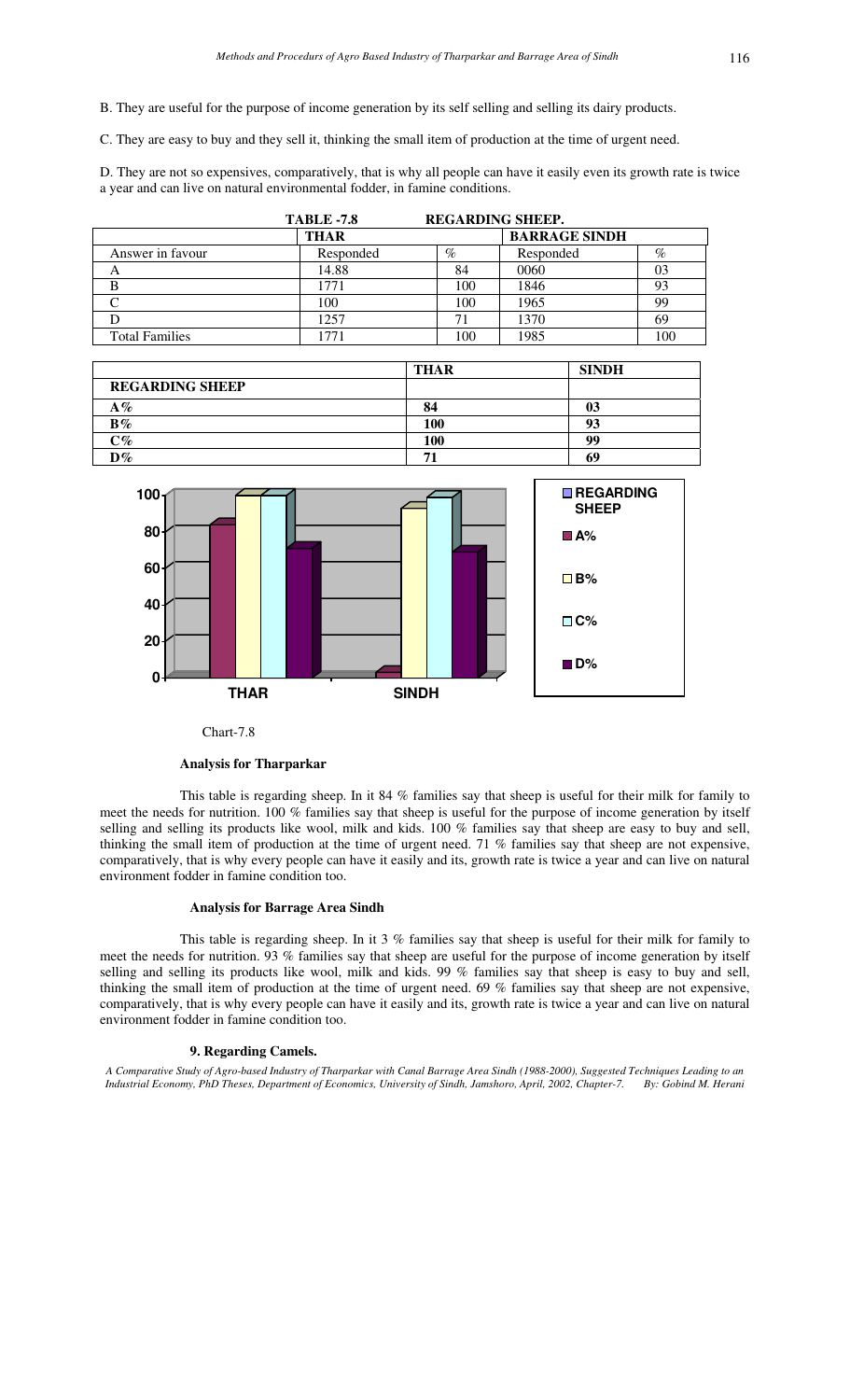B. They are useful for the purpose of income generation by its self selling and selling its dairy products.

C. They are easy to buy and they sell it, thinking the small item of production at the time of urgent need.

D. They are not so expensives, comparatively, that is why all people can have it easily even its growth rate is twice a year and can live on natural environmental fodder, in famine conditions.

**TABLE -7.8 REGARDING SHEEP.**

| | THAR | | BARRAGE SINDH | |
|---|---|---|---|---|
| Answer in favour | Responded | % | Responded | % |
| A | 14.88 | 84 | 0060 | 03 |
| B | 1771 | 100 | 1846 | 93 |
| C | 100 | 100 | 1965 | 99 |
| D | 1257 | 71 | 1370 | 69 |
| Total Families | 1771 | 100 | 1985 | 100 |

| | THAR | SINDH |
|---|---|---|
| **REGARDING SHEEP** | | |
| **A%** | **84** | **03** |
| **B%** | **100** | **93** |
| **C%** | **100** | **99** |
| **D%** | **71** | **69** |

Chart-7.8

**Analysis for Tharparkar**

This table is regarding sheep. In it 84 % families say that sheep is useful for their milk for family to meet the needs for nutrition. 100 % families say that sheep is useful for the purpose of income generation by itself selling and selling its products like wool, milk and kids. 100 % families say that sheep are easy to buy and sell, thinking the small item of production at the time of urgent need. 71 % families say that sheep are not expensive, comparatively, that is why every people can have it easily and its, growth rate is twice a year and can live on natural environment fodder in famine condition too.

**Analysis for Barrage Area Sindh**

This table is regarding sheep. In it 3 % families say that sheep is useful for their milk for family to meet the needs for nutrition. 93 % families say that sheep are useful for the purpose of income generation by itself selling and selling its products like wool, milk and kids. 99 % families say that sheep is easy to buy and sell, thinking the small item of production at the time of urgent need. 69 % families say that sheep are not expensive, comparatively, that is why every people can have it easily and its, growth rate is twice a year and can live on natural environment fodder in famine condition too.

**9. Regarding Camels.**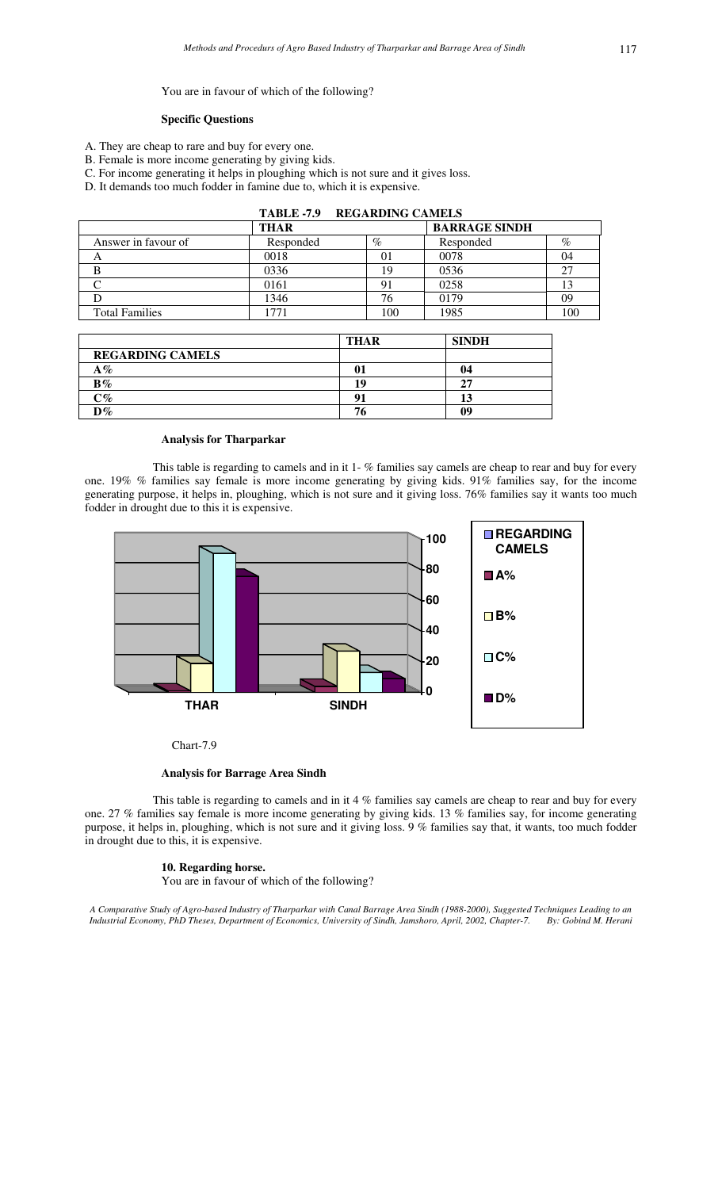You are in favour of which of the following?

**Specific Questions**

A. They are cheap to rare and buy for every one.
B. Female is more income generating by giving kids.
C. For income generating it helps in ploughing which is not sure and it gives loss.
D. It demands too much fodder in famine due to, which it is expensive.

**TABLE -7.9 REGARDING CAMELS**

| | THAR | | BARRAGE SINDH | |
|---|---|---|---|---|
| Answer in favour of | Responded | % | Responded | % |
| A | 0018 | 01 | 0078 | 04 |
| B | 0336 | 19 | 0536 | 27 |
| C | 0161 | 91 | 0258 | 13 |
| D | 1346 | 76 | 0179 | 09 |
| Total Families | 1771 | 100 | 1985 | 100 |

| | THAR | SINDH |
|---|---|---|
| **REGARDING CAMELS** | | |
| **A%** | **01** | **04** |
| **B%** | **19** | **27** |
| **C%** | **91** | **13** |
| **D%** | **76** | **09** |

**Analysis for Tharparkar**

This table is regarding to camels and in it 1- % families say camels are cheap to rear and buy for every one. 19% % families say female is more income generating by giving kids. 91% families say, for the income generating purpose, it helps in, ploughing, which is not sure and it giving loss. 76% families say it wants too much fodder in drought due to this it is expensive.

Chart-7.9

**Analysis for Barrage Area Sindh**

This table is regarding to camels and in it 4 % families say camels are cheap to rear and buy for every one. 27 % families say female is more income generating by giving kids. 13 % families say, for income generating purpose, it helps in, ploughing, which is not sure and it giving loss. 9 % families say that, it wants, too much fodder in drought due to this, it is expensive.

**10. Regarding horse.**

You are in favour of which of the following?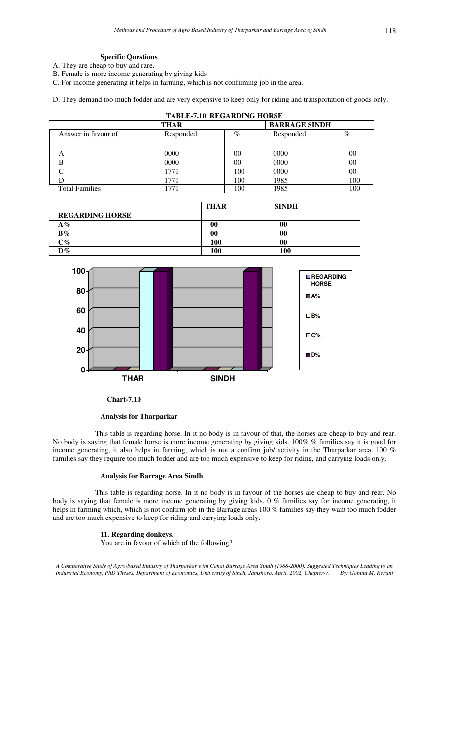**Specific Questions**

A. They are cheap to buy and rare.

B. Female is more income generating by giving kids

C. For income generating it helps in farming, which is not confirming job in the area.

D. They demand too much fodder and are very expensive to keep only for riding and transportation of goods only.

**TABLE-7.10 REGARDING HORSE**

| | THAR | | BARRAGE SINDH | |
|---|---|---|---|---|
| Answer in favour of | Responded | % | Responded | % |
| A | 0000 | 00 | 0000 | 00 |
| B | 0000 | 00 | 0000 | 00 |
| C | 1771 | 100 | 0000 | 00 |
| D | 1771 | 100 | 1985 | 100 |
| Total Families | 1771 | 100 | 1985 | 100 |

| | THAR | SINDH |
|---|---|---|
| **REGARDING HORSE** | | |
| **A%** | **00** | **00** |
| **B%** | **00** | **00** |
| **C%** | **100** | **00** |
| **D%** | **100** | **100** |

**Chart-7.10**

**Analysis for Tharparkar**

This table is regarding horse. In it no body is in favour of that, the horses are cheap to buy and rear. No body is saying that female horse is more income generating by giving kids. 100% % families say it is good for income generating, it also helps in farming, which is not a confirm job/ activity in the Tharparkar area. 100 % families say they require too much fodder and are too much expensive to keep for riding, and carrying loads only.

**Analysis for Barrage Area Sindh**

This table is regarding horse. In it no body is in favour of the horses are cheap to buy and rear. No body is saying that female is more income generating by giving kids. 0 % families say for income generating, it helps in farming which, which is not confirm job in the Barrage areas 100 % families say they want too much fodder and are too much expensive to keep for riding and carrying loads only.

**11. Regarding donkeys.**

You are in favour of which of the following?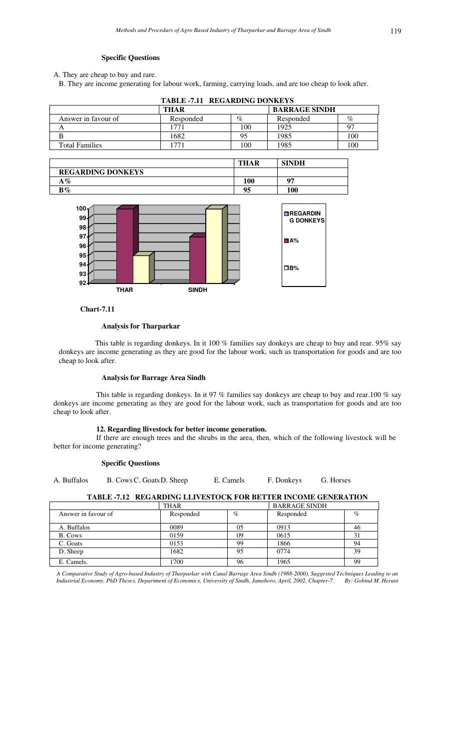**Specific Questions**

A. They are cheap to buy and rare.

B. They are income generating for labour work, farming, carrying loads, and are too cheap to look after.

**TABLE -7.11 REGARDING DONKEYS**

| | THAR | | BARRAGE SINDH | |
|---|---|---|---|---|
| Answer in favour of | Responded | % | Responded | % |
| A | 1771 | 100 | 1925 | 97 |
| B | 1682 | 95 | 1985 | 100 |
| Total Families | 1771 | 100 | 1985 | 100 |

| | THAR | SINDH |
|---|---|---|
| **REGARDING DONKEYS** | | |
| **A%** | **100** | **97** |
| **B%** | **95** | **100** |

**Chart-7.11**

**Analysis for Tharparkar**

This table is regarding donkeys. In it 100 % families say donkeys are cheap to buy and rear. 95% say donkeys are income generating as they are good for the labour work, such as transportation for goods and are too cheap to look after.

**Analysis for Barrage Area Sindh**

This table is regarding donkeys. In it 97 % families say donkeys are cheap to buy and rear.100 % say donkeys are income generating as they are good for the labour work, such as transportation for goods and are too cheap to look after.

**12. Regarding llivestock for better income generation.**

If there are enough trees and the shrubs in the area, then, which of the following livestock will be better for income generating?

**Specific Questions**

A. Buffalos B. Cows C. Goats D. Sheep E. Camels F. Donkeys G. Horses

**TABLE -7.12 REGARDING LLIVESTOCK FOR BETTER INCOME GENERATION**

| | THAR | | BARRAGE SINDH | |
|---|---|---|---|---|
| Answer in favour of | Responded | % | Responded | % |
| A. Buffalos | 0089 | 05 | 0913 | 46 |
| B. Cows | 0159 | 09 | 0615 | 31 |
| C. Goats | 0153 | 99 | 1866 | 94 |
| D. Sheep | 1682 | 95 | 0774 | 39 |
| E. Camels. | 1700 | 96 | 1965 | 99 |

*A Comparative Study of Agro-based Industry of Tharparkar with Canal Barrage Area Sindh (1988-2000), Suggested Techniques Leading to an Industrial Economy, PhD Theses, Department of Economics, University of Sindh, Jamshoro, April, 2002, Chapter-7. By: Gobind M. Herani*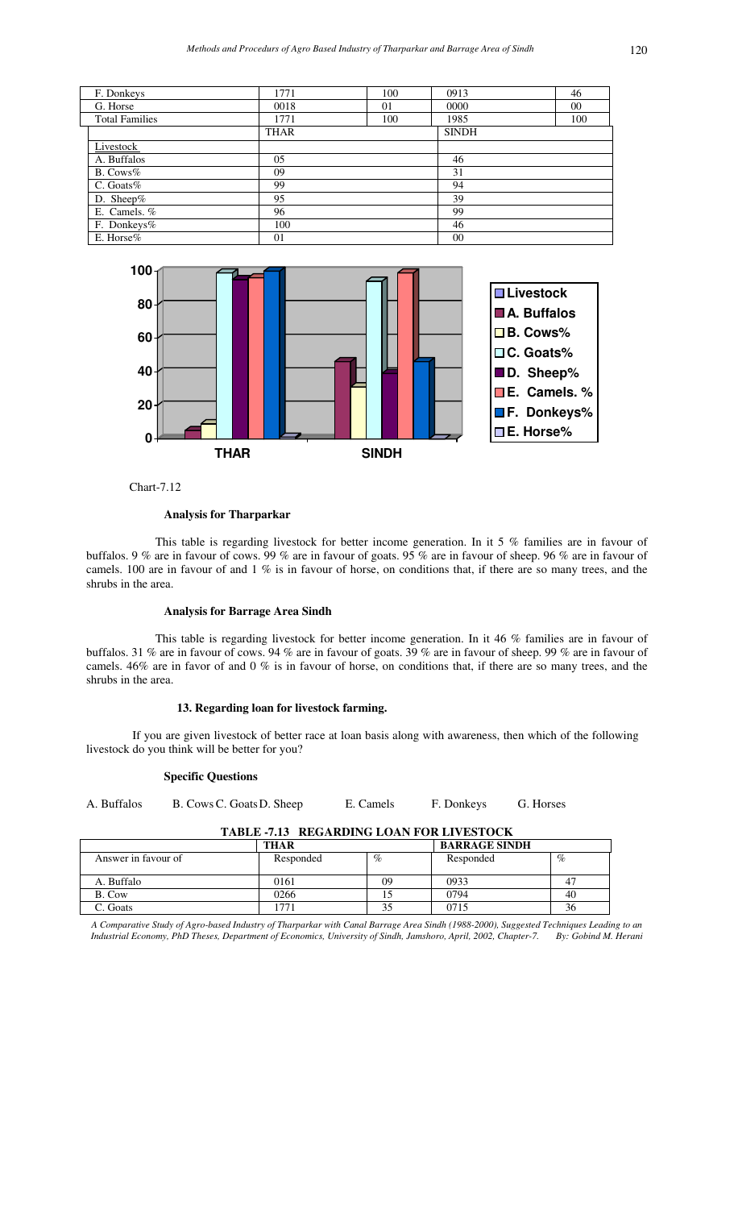| F. Donkeys | 1771 | 100 | 0913 | 46 |
|---|---|---|---|---|
| G. Horse | 0018 | 01 | 0000 | 00 |
| Total Families | 1771 | 100 | 1985 | 100 |

| | THAR | SINDH |
|---|---|---|
| Livestock | | |
| A. Buffalos | 05 | 46 |
| B. Cows% | 09 | 31 |
| C. Goats% | 99 | 94 |
| D. Sheep% | 95 | 39 |
| E. Camels. % | 96 | 99 |
| F. Donkeys% | 100 | 46 |
| E. Horse% | 01 | 00 |

Chart-7.12

**Analysis for Tharparkar**

This table is regarding livestock for better income generation. In it 5 % families are in favour of buffalos. 9 % are in favour of cows. 99 % are in favour of goats. 95 % are in favour of sheep. 96 % are in favour of camels. 100 are in favour of and 1 % is in favour of horse, on conditions that, if there are so many trees, and the shrubs in the area.

**Analysis for Barrage Area Sindh**

This table is regarding livestock for better income generation. In it 46 % families are in favour of buffalos. 31 % are in favour of cows. 94 % are in favour of goats. 39 % are in favour of sheep. 99 % are in favour of camels. 46% are in favor of and 0 % is in favour of horse, on conditions that, if there are so many trees, and the shrubs in the area.

**13. Regarding loan for livestock farming.**

If you are given livestock of better race at loan basis along with awareness, then which of the following livestock do you think will be better for you?

**Specific Questions**

A. Buffalos B. Cows C. Goats D. Sheep E. Camels F. Donkeys G. Horses

**TABLE -7.13 REGARDING LOAN FOR LIVESTOCK**

| | THAR | | BARRAGE SINDH | |
|---|---|---|---|---|
| Answer in favour of | Responded | % | Responded | % |
| A. Buffalo | 0161 | 09 | 0933 | 47 |
| B. Cow | 0266 | 15 | 0794 | 40 |
| C. Goats | 1771 | 35 | 0715 | 36 |

*A Comparative Study of Agro-based Industry of Tharparkar with Canal Barrage Area Sindh (1988-2000), Suggested Techniques Leading to an Industrial Economy, PhD Theses, Department of Economics, University of Sindh, Jamshoro, April, 2002, Chapter-7. By: Gobind M. Herani*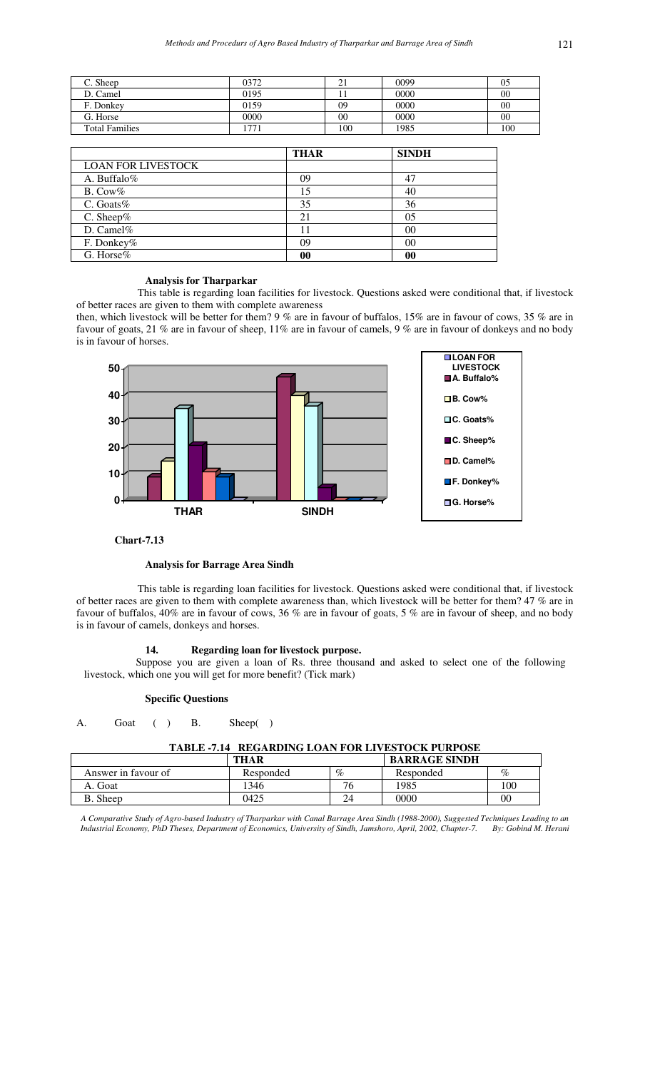| C. Sheep | 0372 | 21 | 0099 | 05 |
|---|---|---|---|---|
| D. Camel | 0195 | 11 | 0000 | 00 |
| F. Donkey | 0159 | 09 | 0000 | 00 |
| G. Horse | 0000 | 00 | 0000 | 00 |
| Total Families | 1771 | 100 | 1985 | 100 |

| | **THAR** | **SINDH** |
|---|---|---|
| LOAN FOR LIVESTOCK | | |
| A. Buffalo% | 09 | 47 |
| B. Cow% | 15 | 40 |
| C. Goats% | 35 | 36 |
| C. Sheep% | 21 | 05 |
| D. Camel% | 11 | 00 |
| F. Donkey% | 09 | 00 |
| G. Horse% | **00** | **00** |

**Analysis for Tharparkar**

This table is regarding loan facilities for livestock. Questions asked were conditional that, if livestock of better races are given to them with complete awareness

then, which livestock will be better for them? 9 % are in favour of buffalos, 15% are in favour of cows, 35 % are in favour of goats, 21 % are in favour of sheep, 11% are in favour of camels, 9 % are in favour of donkeys and no body is in favour of horses.

**Chart-7.13**

**Analysis for Barrage Area Sindh**

This table is regarding loan facilities for livestock. Questions asked were conditional that, if livestock of better races are given to them with complete awareness than, which livestock will be better for them? 47 % are in favour of buffalos, 40% are in favour of cows, 36 % are in favour of goats, 5 % are in favour of sheep, and no body is in favour of camels, donkeys and horses.

**14. Regarding loan for livestock purpose.**

Suppose you are given a loan of Rs. three thousand and asked to select one of the following livestock, which one you will get for more benefit? (Tick mark)

**Specific Questions**

A. Goat ( ) B. Sheep( )

**TABLE -7.14 REGARDING LOAN FOR LIVESTOCK PURPOSE**

| | **THAR** | | **BARRAGE SINDH** | |
|---|---|---|---|---|
| Answer in favour of | Responded | % | Responded | % |
| A. Goat | 1346 | 76 | 1985 | 100 |
| B. Sheep | 0425 | 24 | 0000 | 00 |

*A Comparative Study of Agro-based Industry of Tharparkar with Canal Barrage Area Sindh (1988-2000), Suggested Techniques Leading to an Industrial Economy, PhD Theses, Department of Economics, University of Sindh, Jamshoro, April, 2002, Chapter-7. By: Gobind M. Herani*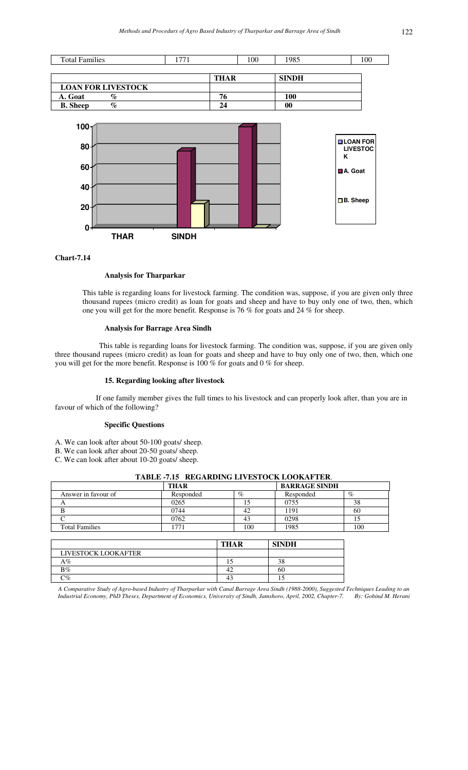| Total Families | 1771 | 100 | 1985 | 100 |
|---|---|---|---|---|

| | THAR | SINDH |
|---|---|---|
| **LOAN FOR LIVESTOCK** | | |
| **A. Goat %** | **76** | **100** |
| **B. Sheep %** | **24** | **00** |

**Chart-7.14**

#### Analysis for Tharparkar

This table is regarding loans for livestock farming. The condition was, suppose, if you are given only three thousand rupees (micro credit) as loan for goats and sheep and have to buy only one of two, then, which one you will get for the more benefit. Response is 76 % for goats and 24 % for sheep.

#### Analysis for Barrage Area Sindh

This table is regarding loans for livestock farming. The condition was, suppose, if you are given only three thousand rupees (micro credit) as loan for goats and sheep and have to buy only one of two, then, which one you will get for the more benefit. Response is 100 % for goats and 0 % for sheep.

#### 15. Regarding looking after livestock

If one family member gives the full times to his livestock and can properly look after, than you are in favour of which of the following?

#### Specific Questions

A. We can look after about 50-100 goats/ sheep.
B. We can look after about 20-50 goats/ sheep.
C. We can look after about 10-20 goats/ sheep.

**TABLE -7.15 REGARDING LIVESTOCK LOOKAFTER.**

| | THAR | | BARRAGE SINDH | |
|---|---|---|---|---|
| Answer in favour of | Responded | % | Responded | % |
| A | 0265 | 15 | 0755 | 38 |
| B | 0744 | 42 | 1191 | 60 |
| C | 0762 | 43 | 0298 | 15 |
| Total Families | 1771 | 100 | 1985 | 100 |

| | THAR | SINDH |
|---|---|---|
| LIVESTOCK LOOKAFTER | | |
| A% | 15 | 38 |
| B% | 42 | 60 |
| C% | 43 | 15 |

*A Comparative Study of Agro-based Industry of Tharparkar with Canal Barrage Area Sindh (1988-2000), Suggested Techniques Leading to an Industrial Economy, PhD Theses, Department of Economics, University of Sindh, Jamshoro, April, 2002, Chapter-7. By: Gobind M. Herani*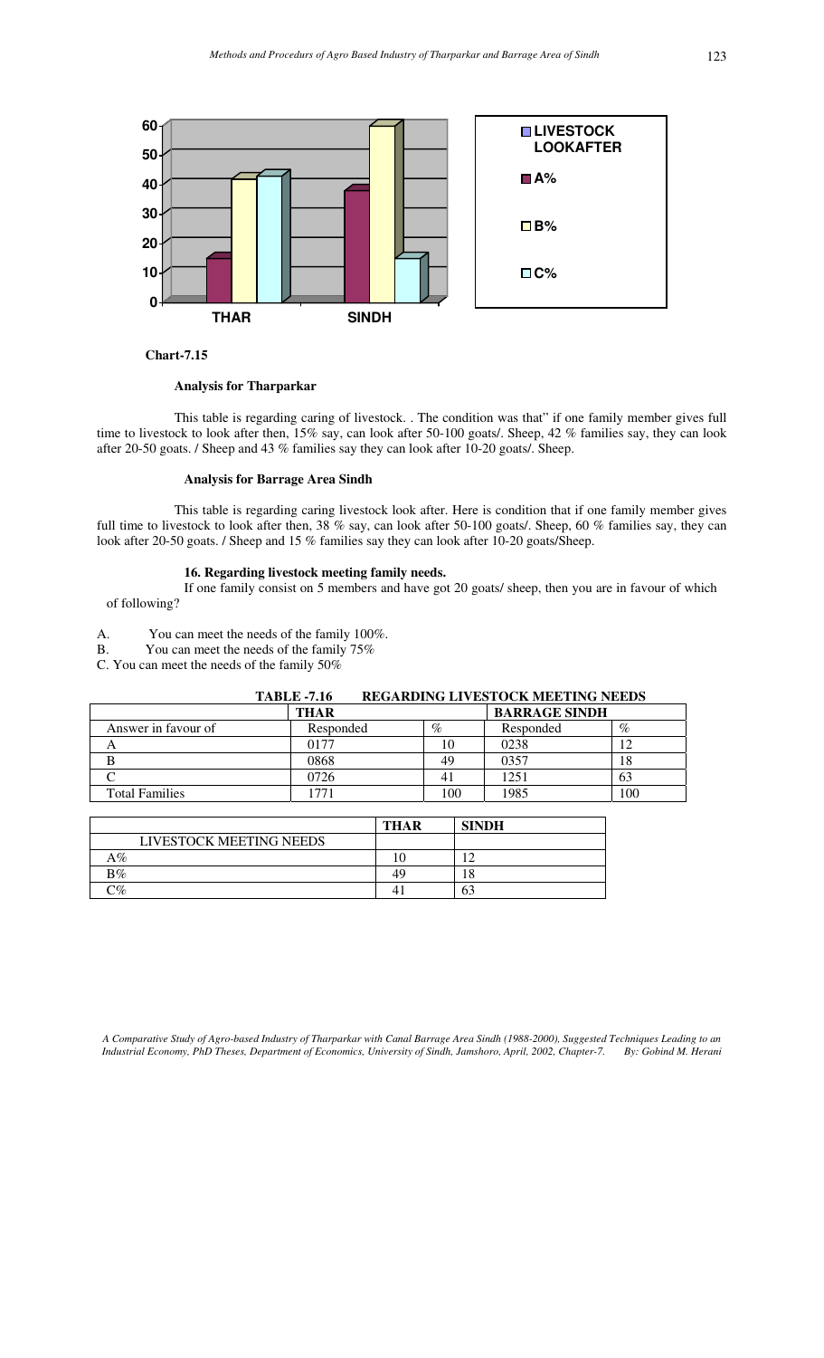**Chart-7.15**

**Analysis for Tharparkar**

This table is regarding caring of livestock. . The condition was that" if one family member gives full time to livestock to look after then, 15% say, can look after 50-100 goats/. Sheep, 42 % families say, they can look after 20-50 goats. / Sheep and 43 % families say they can look after 10-20 goats/. Sheep.

**Analysis for Barrage Area Sindh**

This table is regarding caring livestock look after. Here is condition that if one family member gives full time to livestock to look after then, 38 % say, can look after 50-100 goats/. Sheep, 60 % families say, they can look after 20-50 goats. / Sheep and 15 % families say they can look after 10-20 goats/Sheep.

**16. Regarding livestock meeting family needs.**

If one family consist on 5 members and have got 20 goats/ sheep, then you are in favour of which of following?

A. You can meet the needs of the family 100%.
B. You can meet the needs of the family 75%
C. You can meet the needs of the family 50%

**TABLE -7.16 REGARDING LIVESTOCK MEETING NEEDS**

| | THAR | | BARRAGE SINDH | |
|---|---|---|---|---|
| Answer in favour of | Responded | % | Responded | % |
| A | 0177 | 10 | 0238 | 12 |
| B | 0868 | 49 | 0357 | 18 |
| C | 0726 | 41 | 1251 | 63 |
| Total Families | 1771 | 100 | 1985 | 100 |

| | THAR | SINDH |
|---|---|---|
| LIVESTOCK MEETING NEEDS | | |
| A% | 10 | 12 |
| B% | 49 | 18 |
| C% | 41 | 63 |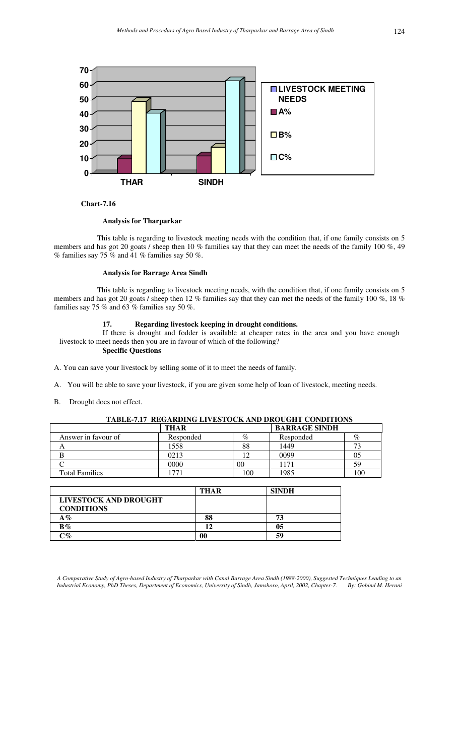Chart-7.16

**Analysis for Tharparkar**

This table is regarding to livestock meeting needs with the condition that, if one family consists on 5 members and has got 20 goats / sheep then 10 % families say that they can meet the needs of the family 100 %, 49 % families say 75 % and 41 % families say 50 %.

**Analysis for Barrage Area Sindh**

This table is regarding to livestock meeting needs, with the condition that, if one family consists on 5 members and has got 20 goats / sheep then 12 % families say that they can met the needs of the family 100 %, 18 % families say 75 % and 63 % families say 50 %.

### 17. Regarding livestock keeping in drought conditions.

If there is drought and fodder is available at cheaper rates in the area and you have enough livestock to meet needs then you are in favour of which of the following?

**Specific Questions**

A. You can save your livestock by selling some of it to meet the needs of family.

A. You will be able to save your livestock, if you are given some help of loan of livestock, meeting needs.

B. Drought does not effect.

**TABLE-7.17 REGARDING LIVESTOCK AND DROUGHT CONDITIONS**

| | THAR | | BARRAGE SINDH | |
|---|---|---|---|---|
| Answer in favour of | Responded | % | Responded | % |
| A | 1558 | 88 | 1449 | 73 |
| B | 0213 | 12 | 0099 | 05 |
| C | 0000 | 00 | 1171 | 59 |
| Total Families | 1771 | 100 | 1985 | 100 |

| | THAR | SINDH |
|---|---|---|
| **LIVESTOCK AND DROUGHT CONDITIONS** | | |
| **A%** | **88** | **73** |
| **B%** | **12** | **05** |
| **C%** | **00** | **59** |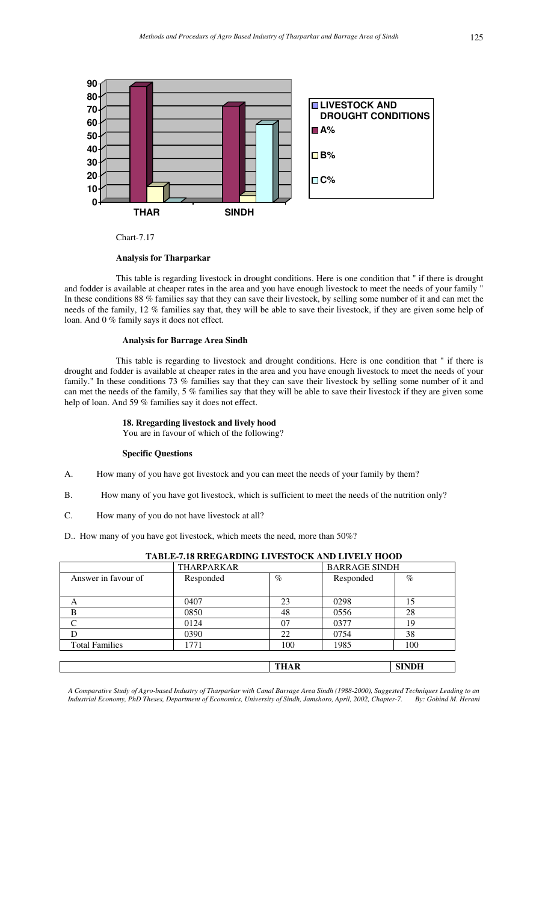Chart-7.17

**Analysis for Tharparkar**

This table is regarding livestock in drought conditions. Here is one condition that " if there is drought and fodder is available at cheaper rates in the area and you have enough livestock to meet the needs of your family " In these conditions 88 % families say that they can save their livestock, by selling some number of it and can met the needs of the family, 12 % families say that, they will be able to save their livestock, if they are given some help of loan. And 0 % family says it does not effect.

**Analysis for Barrage Area Sindh**

This table is regarding to livestock and drought conditions. Here is one condition that " if there is drought and fodder is available at cheaper rates in the area and you have enough livestock to meet the needs of your family." In these conditions 73 % families say that they can save their livestock by selling some number of it and can met the needs of the family, 5 % families say that they will be able to save their livestock if they are given some help of loan. And 59 % families say it does not effect.

**18. Rregarding livestock and lively hood**

You are in favour of which of the following?

**Specific Questions**

A. How many of you have got livestock and you can meet the needs of your family by them?

B. How many of you have got livestock, which is sufficient to meet the needs of the nutrition only?

C. How many of you do not have livestock at all?

D.. How many of you have got livestock, which meets the need, more than 50%?

**TABLE-7.18 RREGARDING LIVESTOCK AND LIVELY HOOD**

| | THARPARKAR | | BARRAGE SINDH | |
|---|---|---|---|---|
| Answer in favour of | Responded | % | Responded | % |
| A | 0407 | 23 | 0298 | 15 |
| B | 0850 | 48 | 0556 | 28 |
| C | 0124 | 07 | 0377 | 19 |
| D | 0390 | 22 | 0754 | 38 |
| Total Families | 1771 | 100 | 1985 | 100 |

| | THAR | SINDH |
|---|---|---|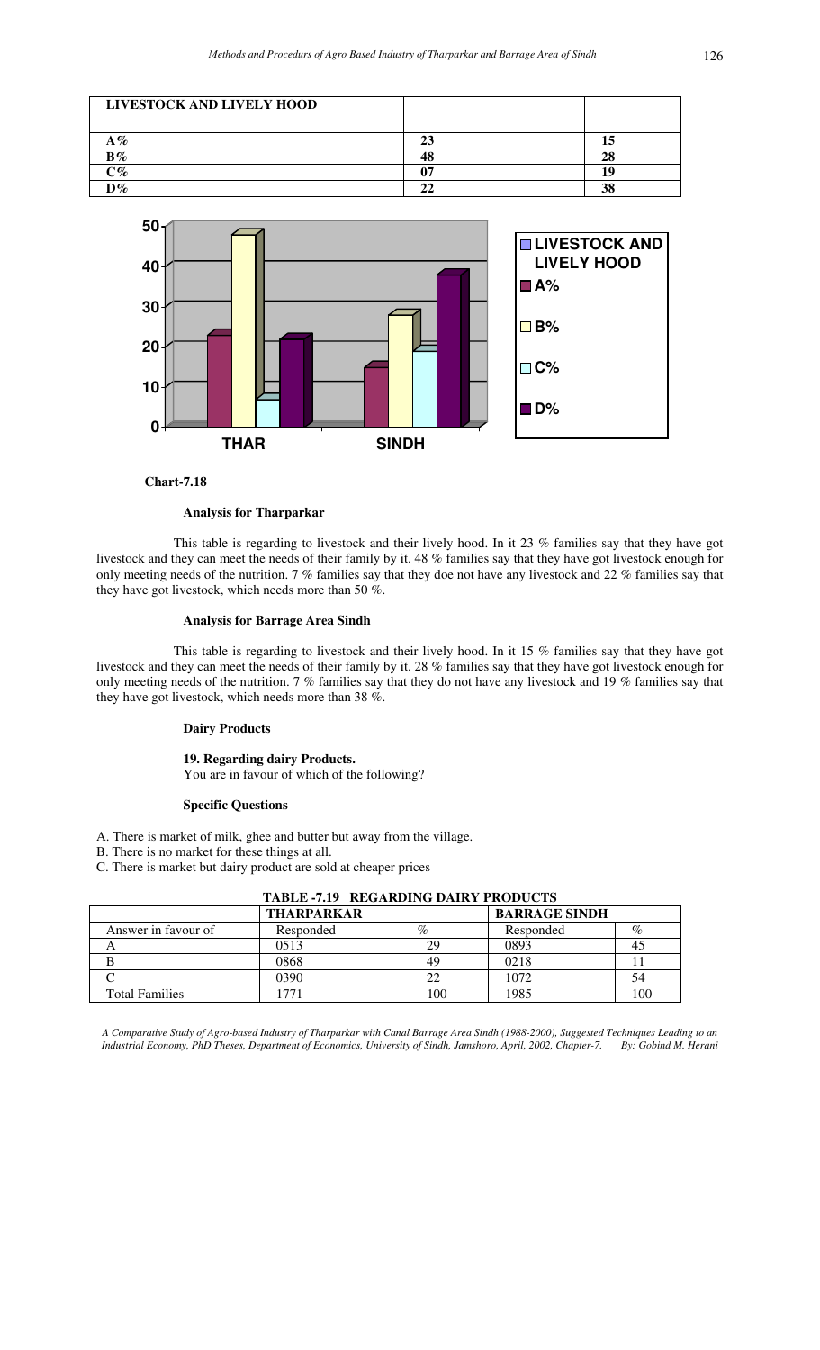| LIVESTOCK AND LIVELY HOOD | | |
|---|---|---|
| A% | 23 | 15 |
| B% | 48 | 28 |
| C% | 07 | 19 |
| D% | 22 | 38 |

**Chart-7.18**

#### Analysis for Tharparkar

This table is regarding to livestock and their lively hood. In it 23 % families say that they have got livestock and they can meet the needs of their family by it. 48 % families say that they have got livestock enough for only meeting needs of the nutrition. 7 % families say that they doe not have any livestock and 22 % families say that they have got livestock, which needs more than 50 %.

#### Analysis for Barrage Area Sindh

This table is regarding to livestock and their lively hood. In it 15 % families say that they have got livestock and they can meet the needs of their family by it. 28 % families say that they have got livestock enough for only meeting needs of the nutrition. 7 % families say that they do not have any livestock and 19 % families say that they have got livestock, which needs more than 38 %.

#### Dairy Products

**19. Regarding dairy Products.**
You are in favour of which of the following?

#### Specific Questions

A. There is market of milk, ghee and butter but away from the village.
B. There is no market for these things at all.
C. There is market but dairy product are sold at cheaper prices

**TABLE -7.19 REGARDING DAIRY PRODUCTS**

| | THARPARKAR | | BARRAGE SINDH | |
|---|---|---|---|---|
| Answer in favour of | Responded | % | Responded | % |
| A | 0513 | 29 | 0893 | 45 |
| B | 0868 | 49 | 0218 | 11 |
| C | 0390 | 22 | 1072 | 54 |
| Total Families | 1771 | 100 | 1985 | 100 |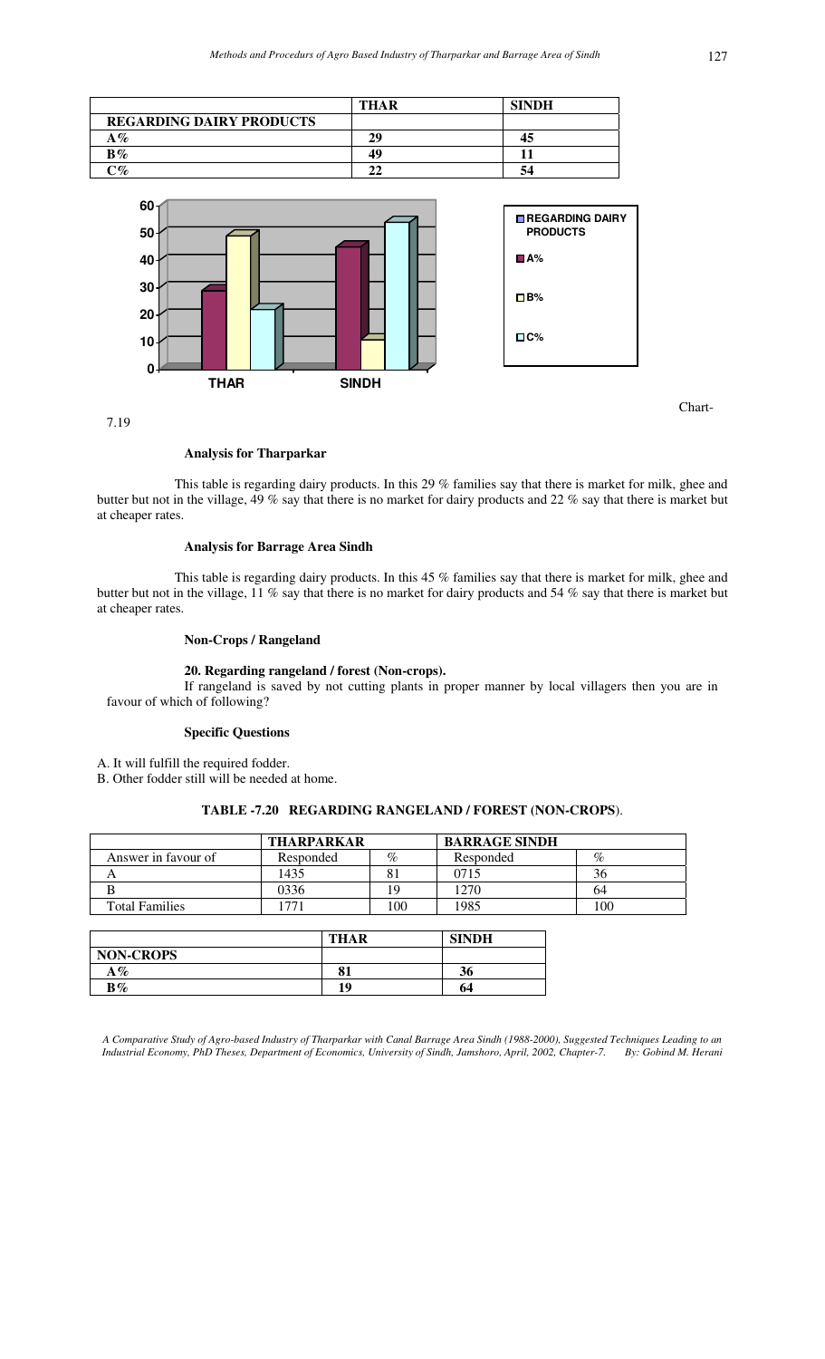| | THAR | SINDH |
|---|---|---|
| **REGARDING DAIRY PRODUCTS** | | |
| **A%** | **29** | **45** |
| **B%** | **49** | **11** |
| **C%** | **22** | **54** |

Chart-7.19

#### Analysis for Tharparkar

This table is regarding dairy products. In this 29 % families say that there is market for milk, ghee and butter but not in the village, 49 % say that there is no market for dairy products and 22 % say that there is market but at cheaper rates.

#### Analysis for Barrage Area Sindh

This table is regarding dairy products. In this 45 % families say that there is market for milk, ghee and butter but not in the village, 11 % say that there is no market for dairy products and 54 % say that there is market but at cheaper rates.

#### Non-Crops / Rangeland

#### 20. Regarding rangeland / forest (Non-crops).

If rangeland is saved by not cutting plants in proper manner by local villagers then you are in favour of which of following?

#### Specific Questions

A. It will fulfill the required fodder.
B. Other fodder still will be needed at home.

**TABLE -7.20 REGARDING RANGELAND / FOREST (NON-CROPS).**

| | THARPARKAR | | BARRAGE SINDH | |
|---|---|---|---|---|
| Answer in favour of | Responded | % | Responded | % |
| A | 1435 | 81 | 0715 | 36 |
| B | 0336 | 19 | 1270 | 64 |
| Total Families | 1771 | 100 | 1985 | 100 |

| | THAR | SINDH |
|---|---|---|
| **NON-CROPS** | | |
| **A%** | **81** | **36** |
| **B%** | **19** | **64** |

*A Comparative Study of Agro-based Industry of Tharparkar with Canal Barrage Area Sindh (1988-2000), Suggested Techniques Leading to an Industrial Economy, PhD Theses, Department of Economics, University of Sindh, Jamshoro, April, 2002, Chapter-7. By: Gobind M. Herani*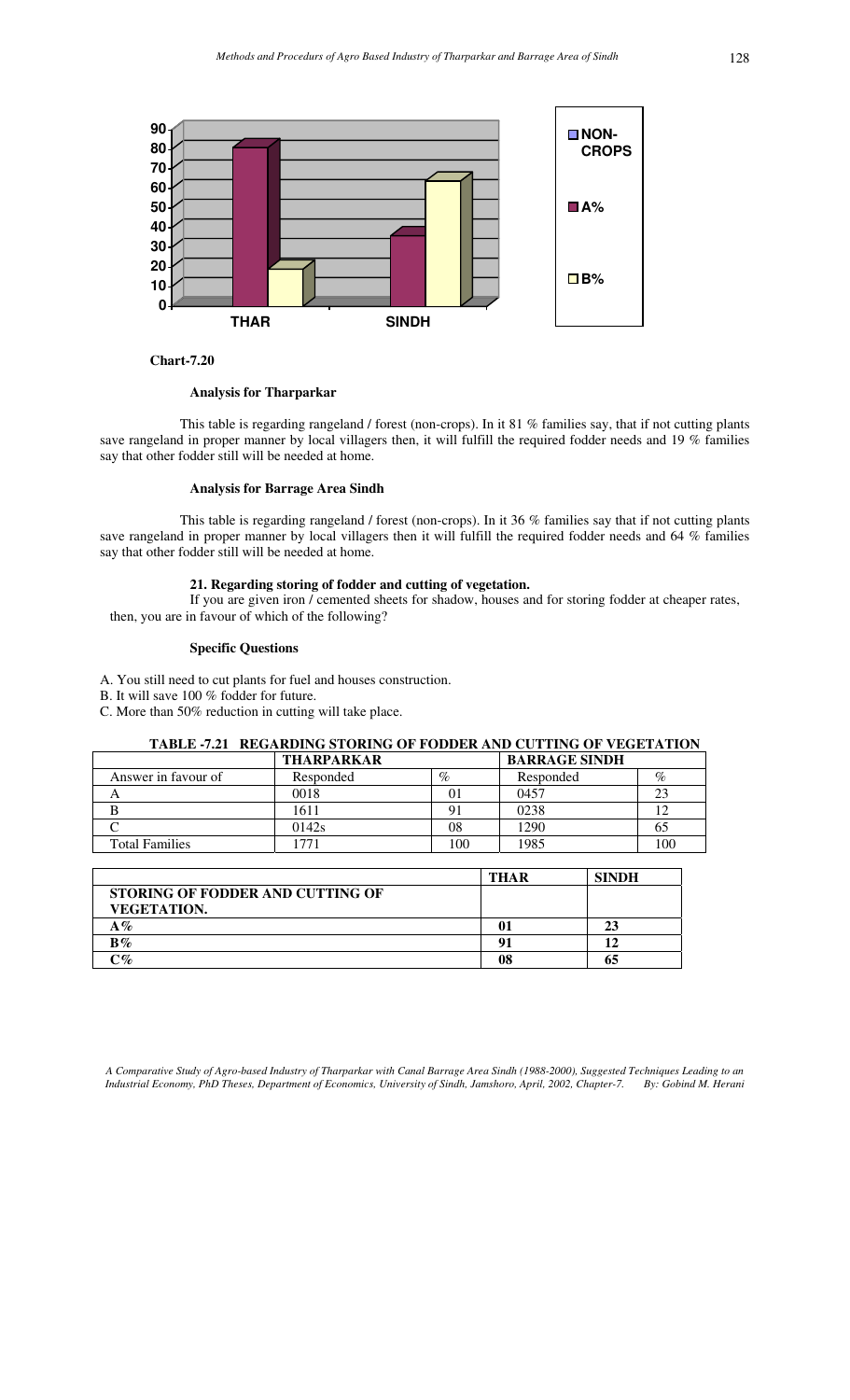Chart-7.20

**Analysis for Tharparkar**

This table is regarding rangeland / forest (non-crops). In it 81 % families say, that if not cutting plants save rangeland in proper manner by local villagers then, it will fulfill the required fodder needs and 19 % families say that other fodder still will be needed at home.

**Analysis for Barrage Area Sindh**

This table is regarding rangeland / forest (non-crops). In it 36 % families say that if not cutting plants save rangeland in proper manner by local villagers then it will fulfill the required fodder needs and 64 % families say that other fodder still will be needed at home.

**21. Regarding storing of fodder and cutting of vegetation.**

If you are given iron / cemented sheets for shadow, houses and for storing fodder at cheaper rates, then, you are in favour of which of the following?

**Specific Questions**

A. You still need to cut plants for fuel and houses construction.
B. It will save 100 % fodder for future.
C. More than 50% reduction in cutting will take place.

**TABLE -7.21 REGARDING STORING OF FODDER AND CUTTING OF VEGETATION**

| | **THARPARKAR** | | **BARRAGE SINDH** | |
|---|---|---|---|---|
| Answer in favour of | Responded | % | Responded | % |
| A | 0018 | 01 | 0457 | 23 |
| B | 1611 | 91 | 0238 | 12 |
| C | 0142s | 08 | 1290 | 65 |
| Total Families | 1771 | 100 | 1985 | 100 |

| | **THAR** | **SINDH** |
|---|---|---|
| **STORING OF FODDER AND CUTTING OF VEGETATION.** | | |
| **A%** | **01** | **23** |
| **B%** | **91** | **12** |
| **C%** | **08** | **65** |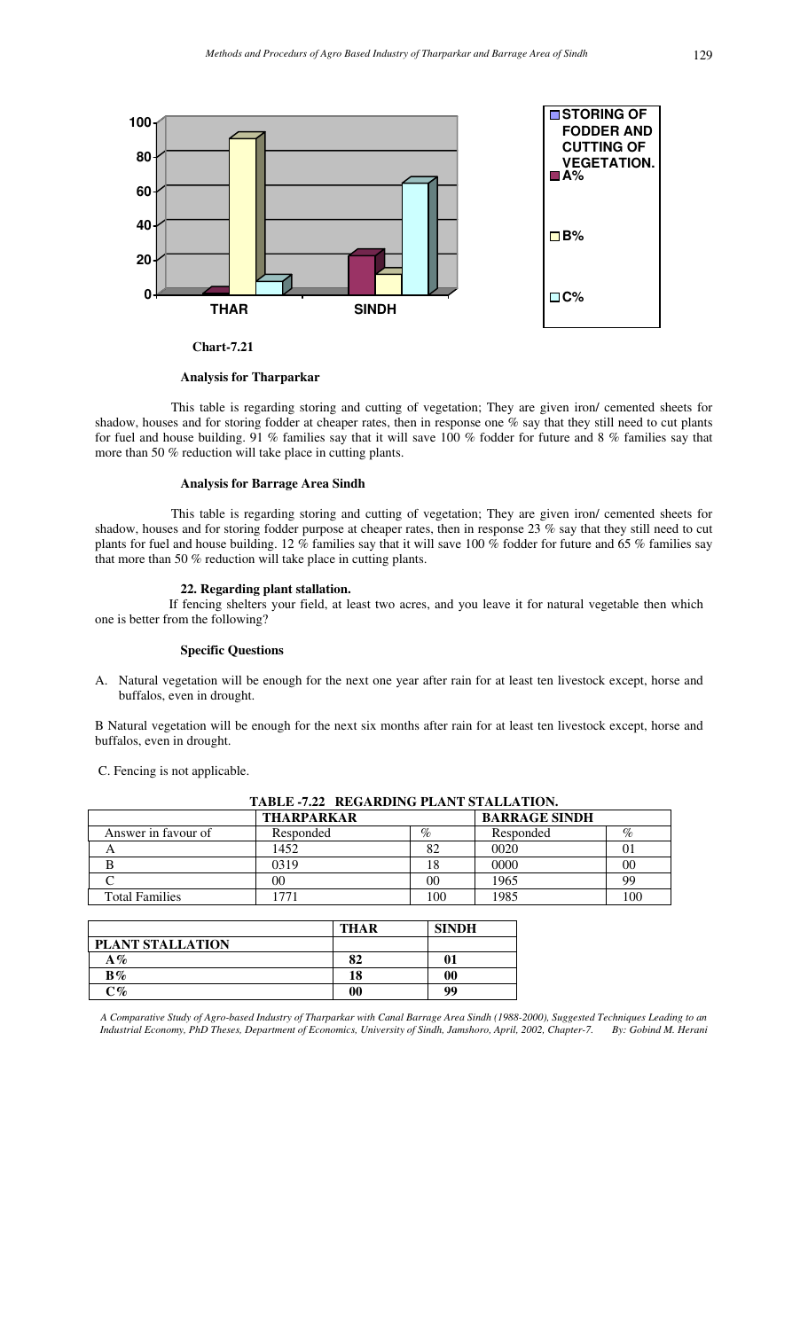**Chart-7.21**

**Analysis for Tharparkar**

This table is regarding storing and cutting of vegetation; They are given iron/ cemented sheets for shadow, houses and for storing fodder at cheaper rates, then in response one % say that they still need to cut plants for fuel and house building. 91 % families say that it will save 100 % fodder for future and 8 % families say that more than 50 % reduction will take place in cutting plants.

**Analysis for Barrage Area Sindh**

This table is regarding storing and cutting of vegetation; They are given iron/ cemented sheets for shadow, houses and for storing fodder purpose at cheaper rates, then in response 23 % say that they still need to cut plants for fuel and house building. 12 % families say that it will save 100 % fodder for future and 65 % families say that more than 50 % reduction will take place in cutting plants.

**22. Regarding plant stallation.**

If fencing shelters your field, at least two acres, and you leave it for natural vegetable then which one is better from the following?

**Specific Questions**

A. Natural vegetation will be enough for the next one year after rain for at least ten livestock except, horse and buffalos, even in drought.

B Natural vegetation will be enough for the next six months after rain for at least ten livestock except, horse and buffalos, even in drought.

C. Fencing is not applicable.

**TABLE -7.22 REGARDING PLANT STALLATION.**

| | THARPARKAR | | BARRAGE SINDH | |
|---|---|---|---|---|
| Answer in favour of | Responded | % | Responded | % |
| A | 1452 | 82 | 0020 | 01 |
| B | 0319 | 18 | 0000 | 00 |
| C | 00 | 00 | 1965 | 99 |
| Total Families | 1771 | 100 | 1985 | 100 |

| | THAR | SINDH |
|---|---|---|
| **PLANT STALLATION** | | |
| **A%** | **82** | **01** |
| **B%** | **18** | **00** |
| **C%** | **00** | **99** |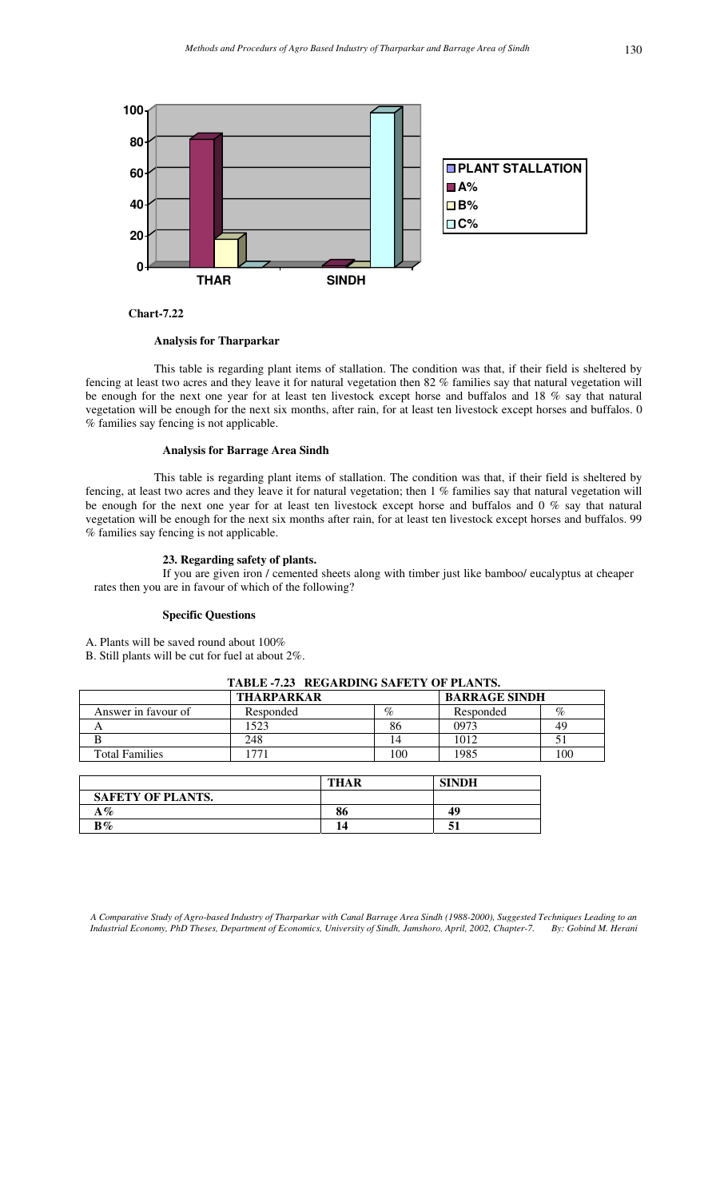**Chart-7.22**

**Analysis for Tharparkar**

This table is regarding plant items of stallation. The condition was that, if their field is sheltered by fencing at least two acres and they leave it for natural vegetation then 82 % families say that natural vegetation will be enough for the next one year for at least ten livestock except horse and buffalos and 18 % say that natural vegetation will be enough for the next six months, after rain, for at least ten livestock except horses and buffalos. 0 % families say fencing is not applicable.

**Analysis for Barrage Area Sindh**

This table is regarding plant items of stallation. The condition was that, if their field is sheltered by fencing, at least two acres and they leave it for natural vegetation; then 1 % families say that natural vegetation will be enough for the next one year for at least ten livestock except horse and buffalos and 0 % say that natural vegetation will be enough for the next six months after rain, for at least ten livestock except horses and buffalos. 99 % families say fencing is not applicable.

**23. Regarding safety of plants.**

If you are given iron / cemented sheets along with timber just like bamboo/ eucalyptus at cheaper rates then you are in favour of which of the following?

**Specific Questions**

A. Plants will be saved round about 100%
B. Still plants will be cut for fuel at about 2%.

**TABLE -7.23 REGARDING SAFETY OF PLANTS.**

| | THARPARKAR | | BARRAGE SINDH | |
|---|---|---|---|---|
| Answer in favour of | Responded | % | Responded | % |
| A | 1523 | 86 | 0973 | 49 |
| B | 248 | 14 | 1012 | 51 |
| Total Families | 1771 | 100 | 1985 | 100 |

| | THAR | SINDH |
|---|---|---|
| **SAFETY OF PLANTS.** | | |
| **A%** | **86** | **49** |
| **B%** | **14** | **51** |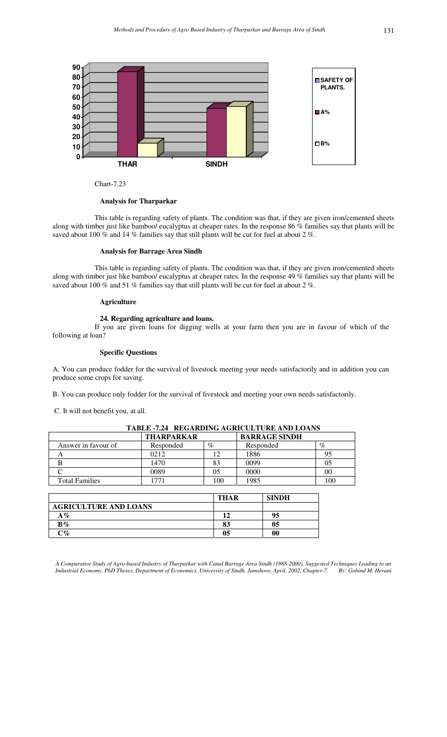Chart-7.23

**Analysis for Tharparkar**

This table is regarding safety of plants. The condition was that, if they are given iron/cemented sheets along with timber just like bamboo/ eucalyptus at cheaper rates. In the response 86 % families say that plants will be saved about 100 % and 14 % families say that still plants will be cut for fuel at about 2 %.

**Analysis for Barrage Area Sindh**

This table is regarding safety of plants. The condition was that, if they are given iron/cemented sheets along with timber just like bamboo/ eucalyptus at cheaper rates. In the response 49 % families say that plants will be saved about 100 % and 51 % families say that still plants will be cut for fuel at about 2 %.

**Agriculture**

**24. Regarding agriculture and loans.**

If you are given loans for digging wells at your farm then you are in favour of which of the following at loan?

**Specific Questions**

A. You can produce fodder for the survival of livestock meeting your needs satisfactorily and in addition you can produce some crops for saving.

B. You can produce only fodder for the survival of livestock and meeting your own needs satisfactorily.

C. It will not benefit you, at all.

**TABLE -7.24 REGARDING AGRICULTURE AND LOANS**

| | **THARPARKAR** | | **BARRAGE SINDH** | |
|---|---|---|---|---|
| Answer in favour of | Responded | % | Responded | % |
| A | 0212 | 12 | 1886 | 95 |
| B | 1470 | 83 | 0099 | 05 |
| C | 0089 | 05 | 0000 | 00 |
| Total Families | 1771 | 100 | 1985 | 100 |

| | **THAR** | **SINDH** |
|---|---|---|
| **AGRICULTURE AND LOANS** | | |
| **A%** | **12** | **95** |
| **B%** | **83** | **05** |
| **C%** | **05** | **00** |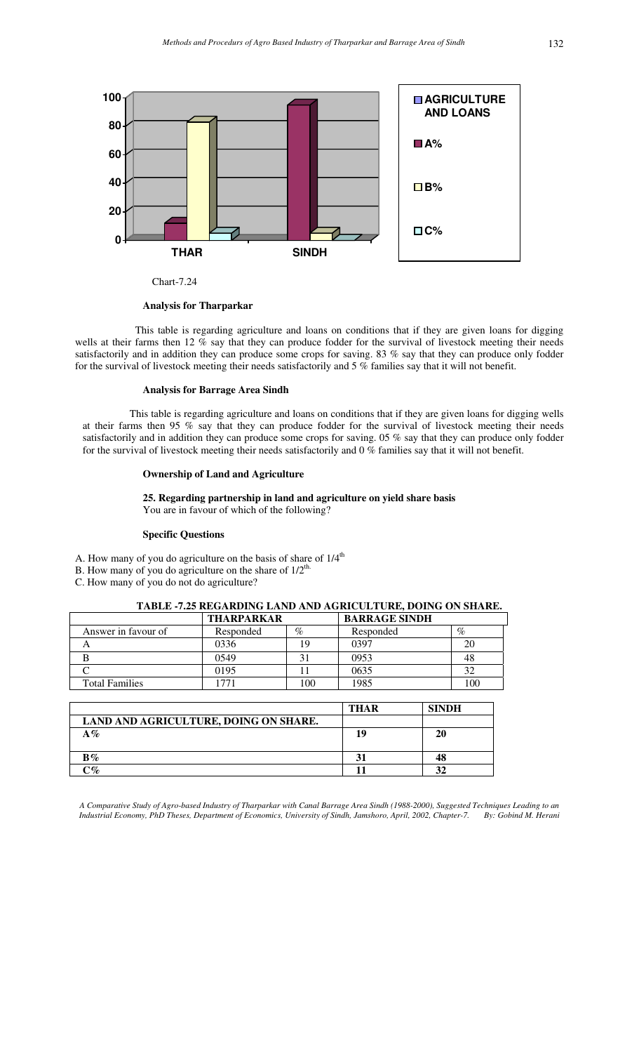Chart-7.24

**Analysis for Tharparkar**

This table is regarding agriculture and loans on conditions that if they are given loans for digging wells at their farms then 12 % say that they can produce fodder for the survival of livestock meeting their needs satisfactorily and in addition they can produce some crops for saving. 83 % say that they can produce only fodder for the survival of livestock meeting their needs satisfactorily and 5 % families say that it will not benefit.

**Analysis for Barrage Area Sindh**

This table is regarding agriculture and loans on conditions that if they are given loans for digging wells at their farms then 95 % say that they can produce fodder for the survival of livestock meeting their needs satisfactorily and in addition they can produce some crops for saving. 05 % say that they can produce only fodder for the survival of livestock meeting their needs satisfactorily and 0 % families say that it will not benefit.

**Ownership of Land and Agriculture**

**25. Regarding partnership in land and agriculture on yield share basis**
You are in favour of which of the following?

**Specific Questions**

A. How many of you do agriculture on the basis of share of 1/4th
B. How many of you do agriculture on the share of 1/2th.
C. How many of you do not do agriculture?

**TABLE -7.25 REGARDING LAND AND AGRICULTURE, DOING ON SHARE.**

| | THARPARKAR | | BARRAGE SINDH | |
|---|---|---|---|---|
| Answer in favour of | Responded | % | Responded | % |
| A | 0336 | 19 | 0397 | 20 |
| B | 0549 | 31 | 0953 | 48 |
| C | 0195 | 11 | 0635 | 32 |
| Total Families | 1771 | 100 | 1985 | 100 |

| | THAR | SINDH |
|---|---|---|
| **LAND AND AGRICULTURE, DOING ON SHARE.** | | |
| **A%** | **19** | **20** |
| **B%** | **31** | **48** |
| **C%** | **11** | **32** |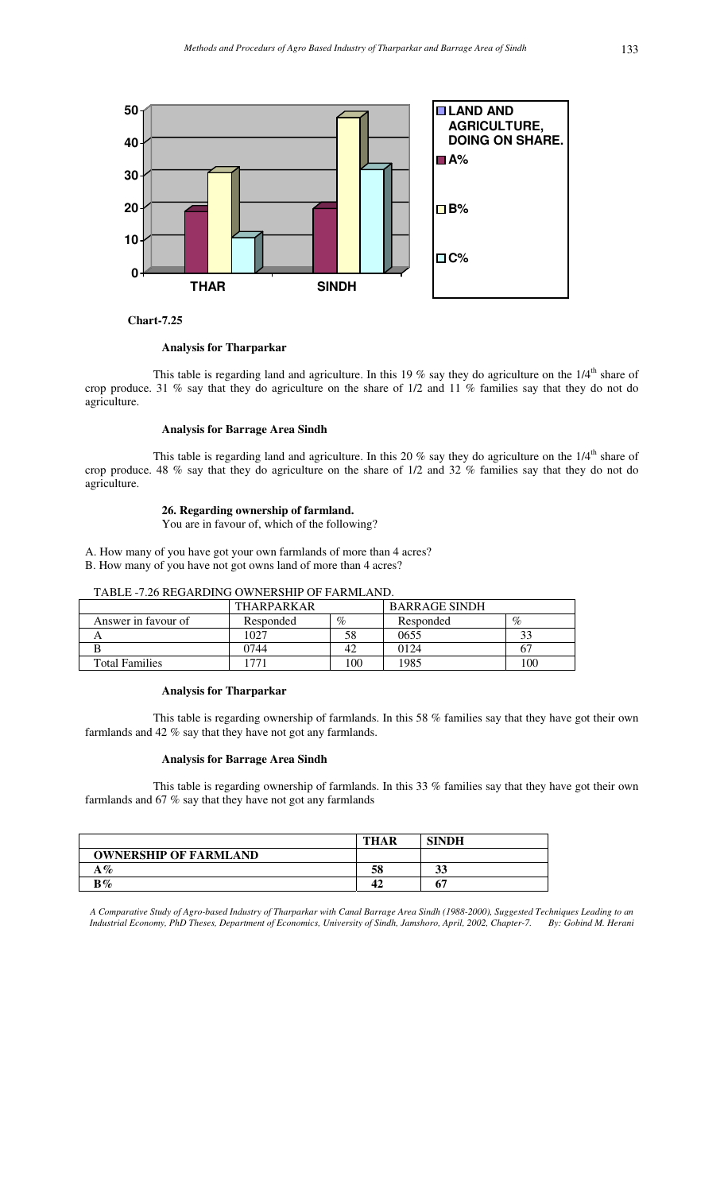**Chart-7.25**

#### Analysis for Tharparkar

This table is regarding land and agriculture. In this 19 % say they do agriculture on the 1/4th share of crop produce. 31 % say that they do agriculture on the share of 1/2 and 11 % families say that they do not do agriculture.

#### Analysis for Barrage Area Sindh

This table is regarding land and agriculture. In this 20 % say they do agriculture on the 1/4th share of crop produce. 48 % say that they do agriculture on the share of 1/2 and 32 % families say that they do not do agriculture.

#### 26. Regarding ownership of farmland.

You are in favour of, which of the following?

A. How many of you have got your own farmlands of more than 4 acres?
B. How many of you have not got owns land of more than 4 acres?

TABLE -7.26 REGARDING OWNERSHIP OF FARMLAND.

| | THARPARKAR | | BARRAGE SINDH | |
|---|---|---|---|---|
| Answer in favour of | Responded | % | Responded | % |
| A | 1027 | 58 | 0655 | 33 |
| B | 0744 | 42 | 0124 | 67 |
| Total Families | 1771 | 100 | 1985 | 100 |

#### Analysis for Tharparkar

This table is regarding ownership of farmlands. In this 58 % families say that they have got their own farmlands and 42 % say that they have not got any farmlands.

#### Analysis for Barrage Area Sindh

This table is regarding ownership of farmlands. In this 33 % families say that they have got their own farmlands and 67 % say that they have not got any farmlands

| | THAR | SINDH |
|---|---|---|
| **OWNERSHIP OF FARMLAND** | | |
| **A%** | **58** | **33** |
| **B%** | **42** | **67** |

*A Comparative Study of Agro-based Industry of Tharparkar with Canal Barrage Area Sindh (1988-2000), Suggested Techniques Leading to an Industrial Economy, PhD Theses, Department of Economics, University of Sindh, Jamshoro, April, 2002, Chapter-7. By: Gobind M. Herani*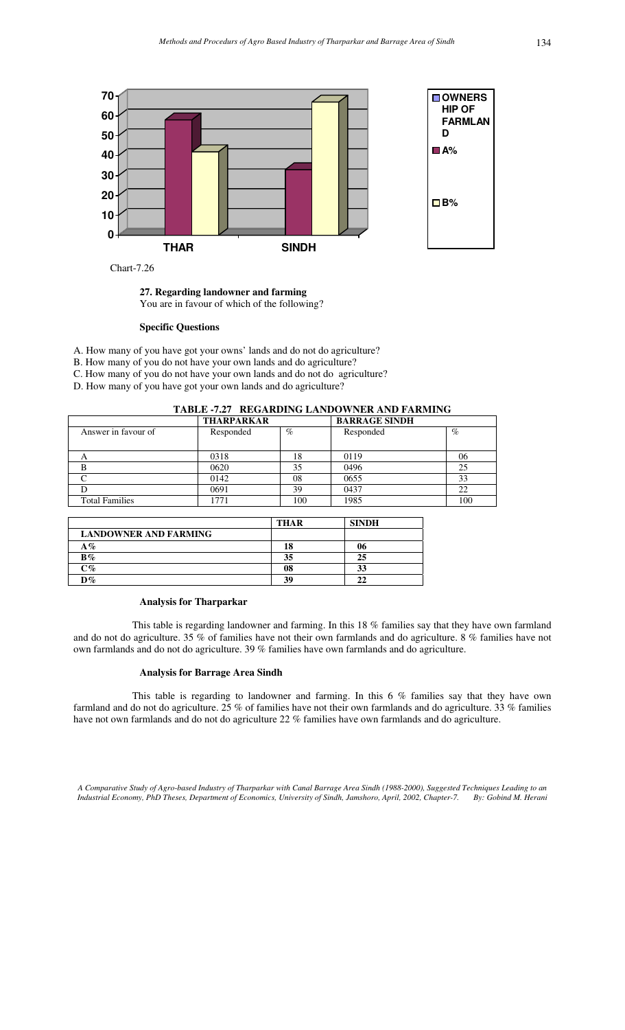Chart-7.26

**27. Regarding landowner and farming**

You are in favour of which of the following?

**Specific Questions**

A. How many of you have got your owns' lands and do not do agriculture?

B. How many of you do not have your own lands and do agriculture?

C. How many of you do not have your own lands and do not do agriculture?

D. How many of you have got your own lands and do agriculture?

**TABLE -7.27 REGARDING LANDOWNER AND FARMING**

| | THARPARKAR | | BARRAGE SINDH | |
|---|---|---|---|---|
| Answer in favour of | Responded | % | Responded | % |
| A | 0318 | 18 | 0119 | 06 |
| B | 0620 | 35 | 0496 | 25 |
| C | 0142 | 08 | 0655 | 33 |
| D | 0691 | 39 | 0437 | 22 |
| Total Families | 1771 | 100 | 1985 | 100 |

| | THAR | SINDH |
|---|---|---|
| **LANDOWNER AND FARMING** | | |
| **A%** | **18** | **06** |
| **B%** | **35** | **25** |
| **C%** | **08** | **33** |
| **D%** | **39** | **22** |

**Analysis for Tharparkar**

This table is regarding landowner and farming. In this 18 % families say that they have own farmland and do not do agriculture. 35 % of families have not their own farmlands and do agriculture. 8 % families have not own farmlands and do not do agriculture. 39 % families have own farmlands and do agriculture.

**Analysis for Barrage Area Sindh**

This table is regarding to landowner and farming. In this 6 % families say that they have own farmland and do not do agriculture. 25 % of families have not their own farmlands and do agriculture. 33 % families have not own farmlands and do not do agriculture 22 % families have own farmlands and do agriculture.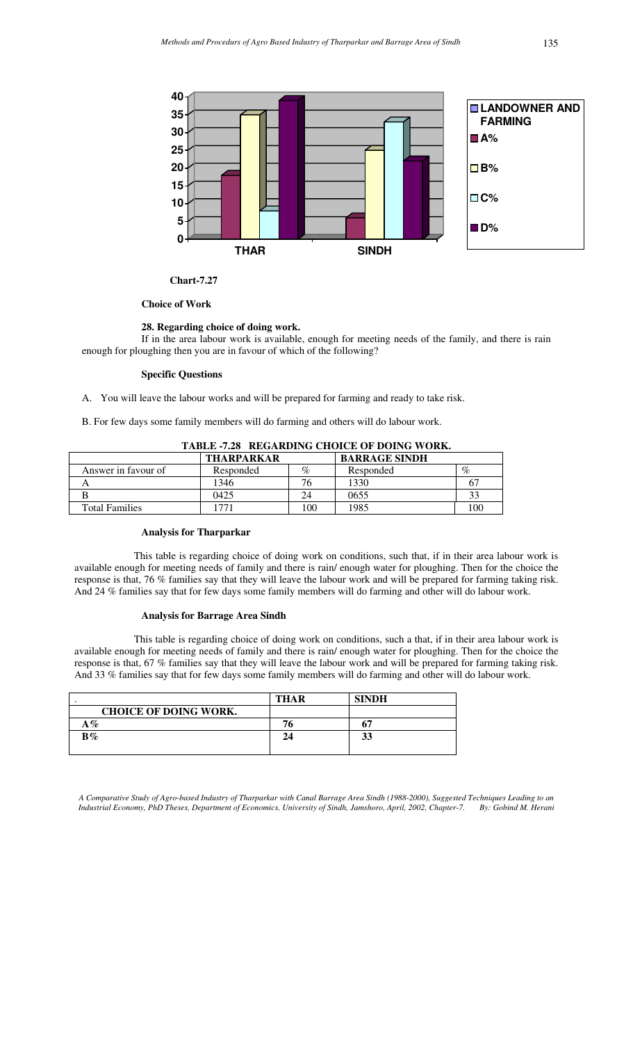**Chart-7.27**

**Choice of Work**

**28. Regarding choice of doing work.**

If in the area labour work is available, enough for meeting needs of the family, and there is rain enough for ploughing then you are in favour of which of the following?

**Specific Questions**

A. You will leave the labour works and will be prepared for farming and ready to take risk.

B. For few days some family members will do farming and others will do labour work.

**TABLE -7.28 REGARDING CHOICE OF DOING WORK.**

| | THARPARKAR | | BARRAGE SINDH | |
|---|---|---|---|---|
| Answer in favour of | Responded | % | Responded | % |
| A | 1346 | 76 | 1330 | 67 |
| B | 0425 | 24 | 0655 | 33 |
| Total Families | 1771 | 100 | 1985 | 100 |

**Analysis for Tharparkar**

This table is regarding choice of doing work on conditions, such that, if in their area labour work is available enough for meeting needs of family and there is rain/ enough water for ploughing. Then for the choice the response is that, 76 % families say that they will leave the labour work and will be prepared for farming taking risk. And 24 % families say that for few days some family members will do farming and other will do labour work.

**Analysis for Barrage Area Sindh**

This table is regarding choice of doing work on conditions, such a that, if in their area labour work is available enough for meeting needs of family and there is rain/ enough water for ploughing. Then for the choice the response is that, 67 % families say that they will leave the labour work and will be prepared for farming taking risk. And 33 % families say that for few days some family members will do farming and other will do labour work.

| . | THAR | SINDH |
|---|---|---|
| **CHOICE OF DOING WORK.** | | |
| **A%** | **76** | **67** |
| **B%** | **24** | **33** |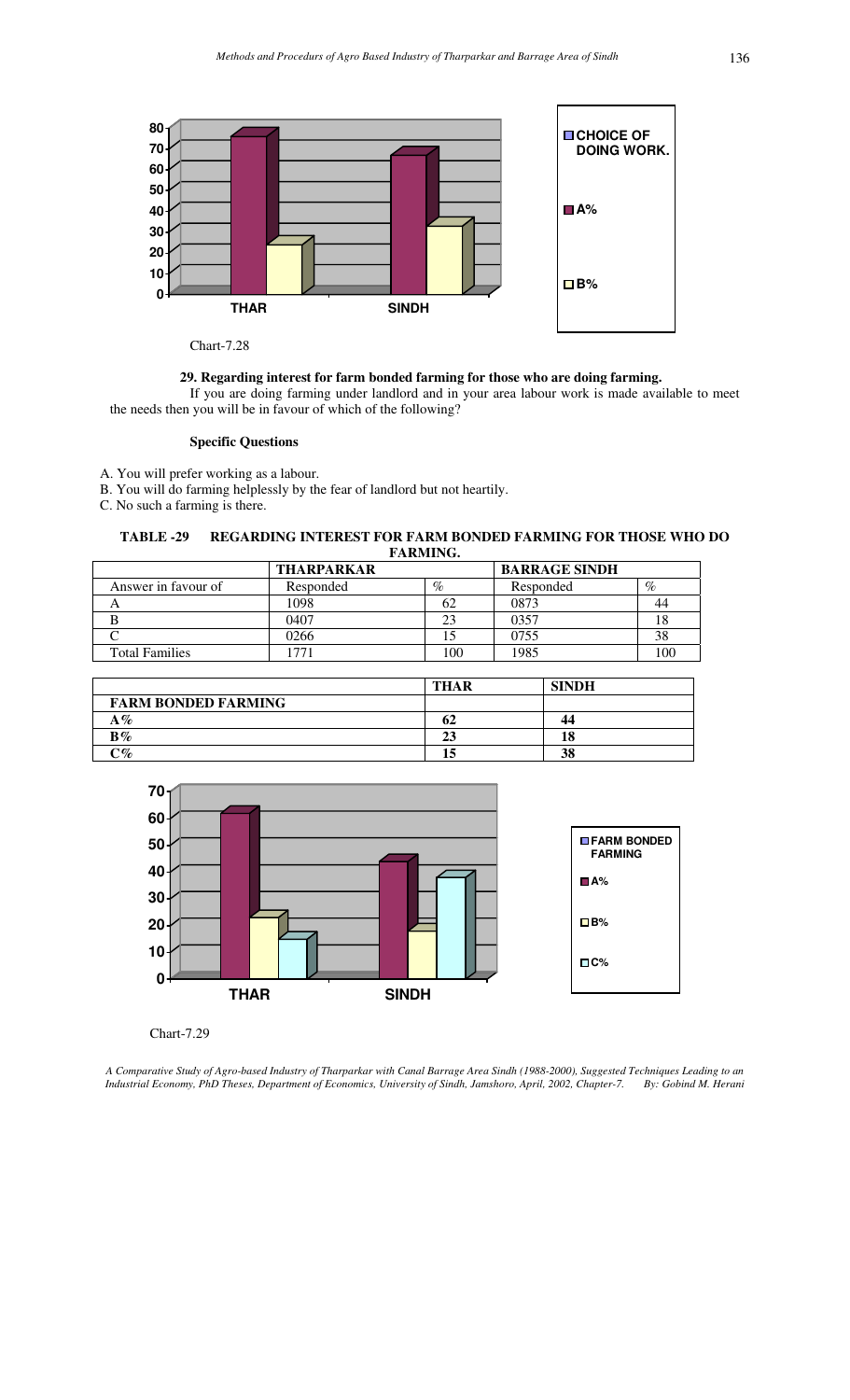Chart-7.28

**29. Regarding interest for farm bonded farming for those who are doing farming.**

If you are doing farming under landlord and in your area labour work is made available to meet the needs then you will be in favour of which of the following?

**Specific Questions**

A. You will prefer working as a labour.
B. You will do farming helplessly by the fear of landlord but not heartily.
C. No such a farming is there.

**TABLE -29 REGARDING INTEREST FOR FARM BONDED FARMING FOR THOSE WHO DO FARMING.**

| | THARPARKAR | | BARRAGE SINDH | |
|---|---|---|---|---|
| Answer in favour of | Responded | % | Responded | % |
| A | 1098 | 62 | 0873 | 44 |
| B | 0407 | 23 | 0357 | 18 |
| C | 0266 | 15 | 0755 | 38 |
| Total Families | 1771 | 100 | 1985 | 100 |

| | THAR | SINDH |
|---|---|---|
| **FARM BONDED FARMING** | | |
| **A%** | **62** | **44** |
| **B%** | **23** | **18** |
| **C%** | **15** | **38** |

Chart-7.29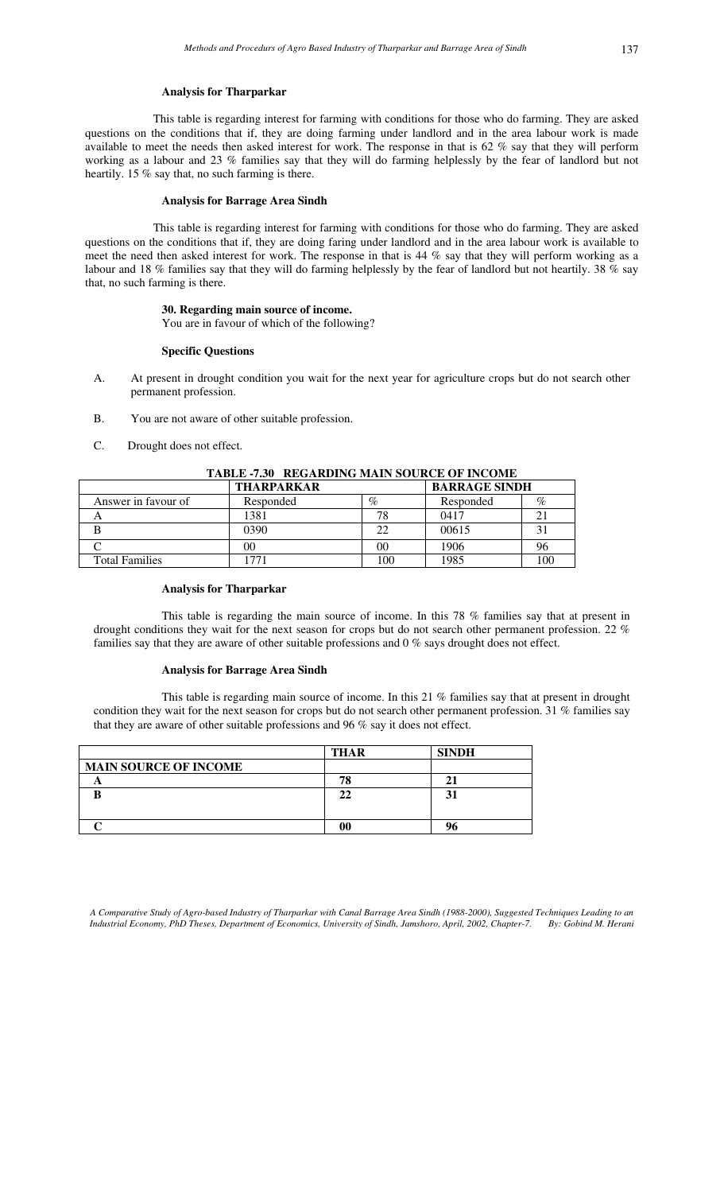#### Analysis for Tharparkar

This table is regarding interest for farming with conditions for those who do farming. They are asked questions on the conditions that if, they are doing farming under landlord and in the area labour work is made available to meet the needs then asked interest for work. The response in that is 62 % say that they will perform working as a labour and 23 % families say that they will do farming helplessly by the fear of landlord but not heartily. 15 % say that, no such farming is there.

#### Analysis for Barrage Area Sindh

This table is regarding interest for farming with conditions for those who do farming. They are asked questions on the conditions that if, they are doing faring under landlord and in the area labour work is available to meet the need then asked interest for work. The response in that is 44 % say that they will perform working as a labour and 18 % families say that they will do farming helplessly by the fear of landlord but not heartily. 38 % say that, no such farming is there.

#### 30. Regarding main source of income.

You are in favour of which of the following?

#### Specific Questions

A. At present in drought condition you wait for the next year for agriculture crops but do not search other permanent profession.

B. You are not aware of other suitable profession.

C. Drought does not effect.

**TABLE -7.30 REGARDING MAIN SOURCE OF INCOME**

| | THARPARKAR | | BARRAGE SINDH | |
|---|---|---|---|---|
| Answer in favour of | Responded | % | Responded | % |
| A | 1381 | 78 | 0417 | 21 |
| B | 0390 | 22 | 00615 | 31 |
| C | 00 | 00 | 1906 | 96 |
| Total Families | 1771 | 100 | 1985 | 100 |

#### Analysis for Tharparkar

This table is regarding the main source of income. In this 78 % families say that at present in drought conditions they wait for the next season for crops but do not search other permanent profession. 22 % families say that they are aware of other suitable professions and 0 % says drought does not effect.

#### Analysis for Barrage Area Sindh

This table is regarding main source of income. In this 21 % families say that at present in drought condition they wait for the next season for crops but do not search other permanent profession. 31 % families say that they are aware of other suitable professions and 96 % say it does not effect.

| | THAR | SINDH |
|---|---|---|
| **MAIN SOURCE OF INCOME** | | |
| **A** | **78** | **21** |
| **B** | **22** | **31** |
| **C** | **00** | **96** |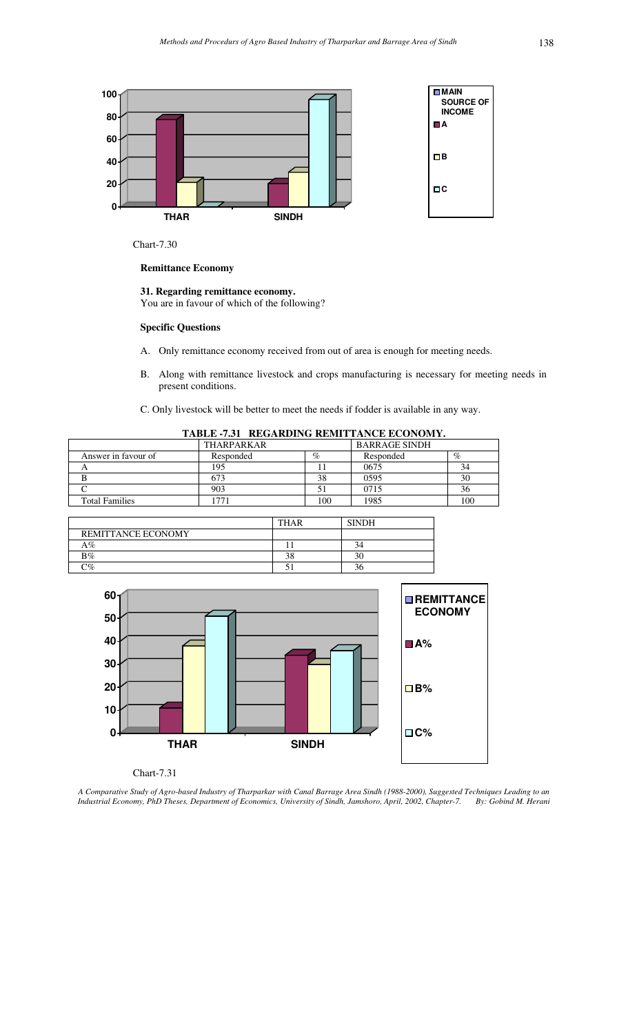Chart-7.30

**Remittance Economy**

**31. Regarding remittance economy.**
You are in favour of which of the following?

**Specific Questions**

A. Only remittance economy received from out of area is enough for meeting needs.

B. Along with remittance livestock and crops manufacturing is necessary for meeting needs in present conditions.

C. Only livestock will be better to meet the needs if fodder is available in any way.

**TABLE -7.31 REGARDING REMITTANCE ECONOMY.**

| | THARPARKAR | | BARRAGE SINDH | |
|---|---|---|---|---|
| Answer in favour of | Responded | % | Responded | % |
| A | 195 | 11 | 0675 | 34 |
| B | 673 | 38 | 0595 | 30 |
| C | 903 | 51 | 0715 | 36 |
| Total Families | 1771 | 100 | 1985 | 100 |

| | THAR | SINDH |
|---|---|---|
| REMITTANCE ECONOMY | | |
| A% | 11 | 34 |
| B% | 38 | 30 |
| C% | 51 | 36 |

Chart-7.31

*A Comparative Study of Agro-based Industry of Tharparkar with Canal Barrage Area Sindh (1988-2000), Suggested Techniques Leading to an Industrial Economy, PhD Theses, Department of Economics, University of Sindh, Jamshoro, April, 2002, Chapter-7. By: Gobind M. Herani*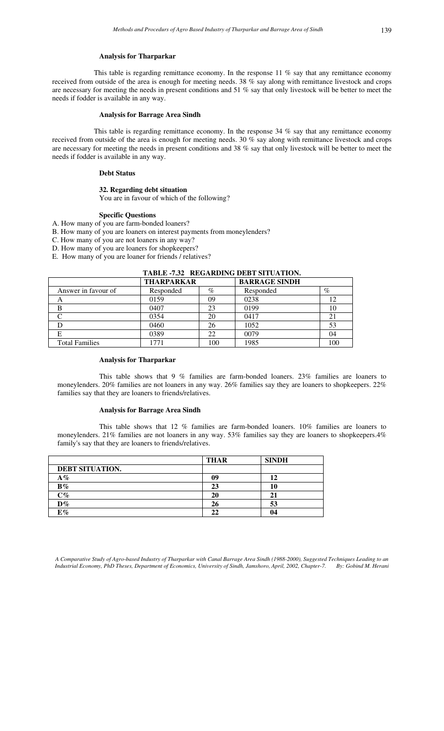#### Analysis for Tharparkar

This table is regarding remittance economy. In the response 11 % say that any remittance economy received from outside of the area is enough for meeting needs. 38 % say along with remittance livestock and crops are necessary for meeting the needs in present conditions and 51 % say that only livestock will be better to meet the needs if fodder is available in any way.

#### Analysis for Barrage Area Sindh

This table is regarding remittance economy. In the response 34 % say that any remittance economy received from outside of the area is enough for meeting needs. 30 % say along with remittance livestock and crops are necessary for meeting the needs in present conditions and 38 % say that only livestock will be better to meet the needs if fodder is available in any way.

### Debt Status

#### 32. Regarding debt situation

You are in favour of which of the following?

#### Specific Questions

A. How many of you are farm-bonded loaners?
B. How many of you are loaners on interest payments from moneylenders?
C. How many of you are not loaners in any way?
D. How many of you are loaners for shopkeepers?
E. How many of you are loaner for friends / relatives?

**TABLE -7.32 REGARDING DEBT SITUATION.**

| | THARPARKAR | | BARRAGE SINDH | |
|---|---|---|---|---|
| Answer in favour of | Responded | % | Responded | % |
| A | 0159 | 09 | 0238 | 12 |
| B | 0407 | 23 | 0199 | 10 |
| C | 0354 | 20 | 0417 | 21 |
| D | 0460 | 26 | 1052 | 53 |
| E | 0389 | 22 | 0079 | 04 |
| Total Families | 1771 | 100 | 1985 | 100 |

#### Analysis for Tharparkar

This table shows that 9 % families are farm-bonded loaners. 23% families are loaners to moneylenders. 20% families are not loaners in any way. 26% families say they are loaners to shopkeepers. 22% families say that they are loaners to friends/relatives.

#### Analysis for Barrage Area Sindh

This table shows that 12 % families are farm-bonded loaners. 10% families are loaners to moneylenders. 21% families are not loaners in any way. 53% families say they are loaners to shopkeepers.4% family's say that they are loaners to friends/relatives.

| | THAR | SINDH |
|---|---|---|
| **DEBT SITUATION.** | | |
| **A%** | **09** | **12** |
| **B%** | **23** | **10** |
| **C%** | **20** | **21** |
| **D%** | **26** | **53** |
| **E%** | **22** | **04** |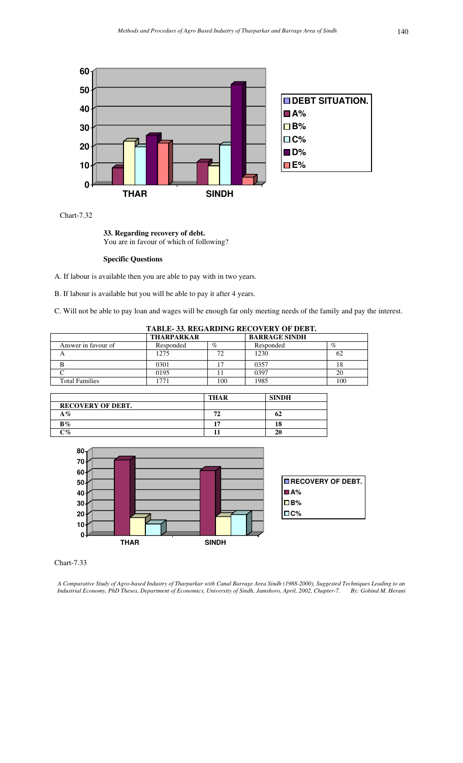Chart-7.32

**33. Regarding recovery of debt.**
You are in favour of which of following?

**Specific Questions**

A. If labour is available then you are able to pay with in two years.

B. If labour is available but you will be able to pay it after 4 years.

C. Will not be able to pay loan and wages will be enough far only meeting needs of the family and pay the interest.

**TABLE- 33. REGARDING RECOVERY OF DEBT.**

| | THARPARKAR | | BARRAGE SINDH | |
|---|---|---|---|---|
| Answer in favour of | Responded | % | Responded | % |
| A | 1275 | 72 | 1230 | 62 |
| B | 0301 | 17 | 0357 | 18 |
| C | 0195 | 11 | 0397 | 20 |
| Total Families | 1771 | 100 | 1985 | 100 |

| | THAR | SINDH |
|---|---|---|
| **RECOVERY OF DEBT.** | | |
| **A%** | **72** | **62** |
| **B%** | **17** | **18** |
| **C%** | **11** | **20** |

Chart-7.33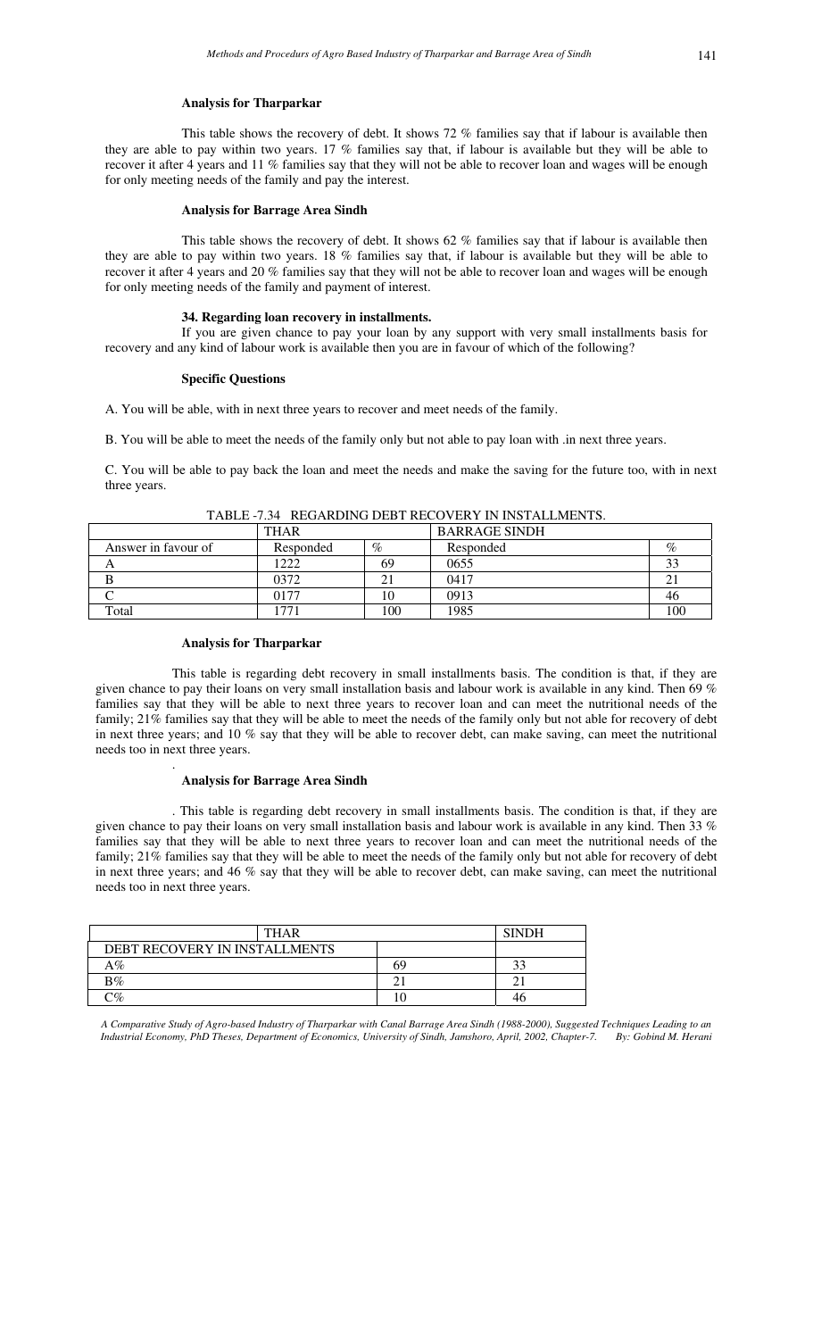### Analysis for Tharparkar

This table shows the recovery of debt. It shows 72 % families say that if labour is available then they are able to pay within two years. 17 % families say that, if labour is available but they will be able to recover it after 4 years and 11 % families say that they will not be able to recover loan and wages will be enough for only meeting needs of the family and pay the interest.

### Analysis for Barrage Area Sindh

This table shows the recovery of debt. It shows 62 % families say that if labour is available then they are able to pay within two years. 18 % families say that, if labour is available but they will be able to recover it after 4 years and 20 % families say that they will not be able to recover loan and wages will be enough for only meeting needs of the family and payment of interest.

### 34. Regarding loan recovery in installments.

If you are given chance to pay your loan by any support with very small installments basis for recovery and any kind of labour work is available then you are in favour of which of the following?

### Specific Questions

A. You will be able, with in next three years to recover and meet needs of the family.

B. You will be able to meet the needs of the family only but not able to pay loan with .in next three years.

C. You will be able to pay back the loan and meet the needs and make the saving for the future too, with in next three years.

TABLE -7.34 REGARDING DEBT RECOVERY IN INSTALLMENTS.

| | THAR | | BARRAGE SINDH | |
|---|---|---|---|---|
| Answer in favour of | Responded | % | Responded | % |
| A | 1222 | 69 | 0655 | 33 |
| B | 0372 | 21 | 0417 | 21 |
| C | 0177 | 10 | 0913 | 46 |
| Total | 1771 | 100 | 1985 | 100 |

### Analysis for Tharparkar

This table is regarding debt recovery in small installments basis. The condition is that, if they are given chance to pay their loans on very small installation basis and labour work is available in any kind. Then 69 % families say that they will be able to next three years to recover loan and can meet the nutritional needs of the family; 21% families say that they will be able to meet the needs of the family only but not able for recovery of debt in next three years; and 10 % say that they will be able to recover debt, can make saving, can meet the nutritional needs too in next three years.

.

### Analysis for Barrage Area Sindh

. This table is regarding debt recovery in small installments basis. The condition is that, if they are given chance to pay their loans on very small installation basis and labour work is available in any kind. Then 33 % families say that they will be able to next three years to recover loan and can meet the nutritional needs of the family; 21% families say that they will be able to meet the needs of the family only but not able for recovery of debt in next three years; and 46 % say that they will be able to recover debt, can make saving, can meet the nutritional needs too in next three years.

| | THAR | SINDH |
|---|---|---|
| DEBT RECOVERY IN INSTALLMENTS | | |
| A% | 69 | 33 |
| B% | 21 | 21 |
| C% | 10 | 46 |

*A Comparative Study of Agro-based Industry of Tharparkar with Canal Barrage Area Sindh (1988-2000), Suggested Techniques Leading to an Industrial Economy, PhD Theses, Department of Economics, University of Sindh, Jamshoro, April, 2002, Chapter-7. By: Gobind M. Herani*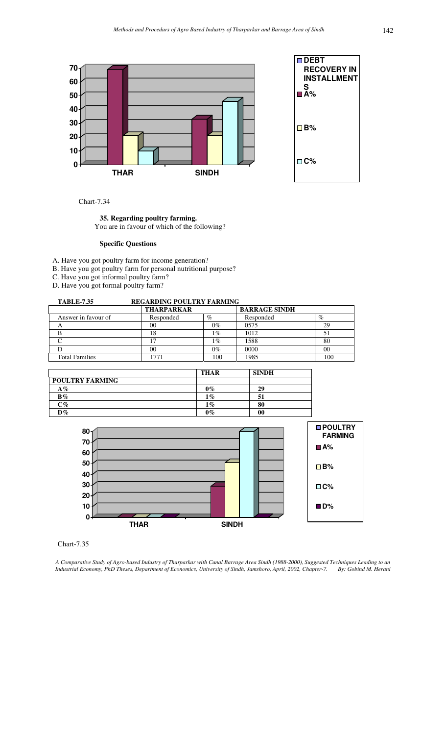Chart-7.34

**35. Regarding poultry farming.**
You are in favour of which of the following?

**Specific Questions**

A. Have you got poultry farm for income generation?
B. Have you got poultry farm for personal nutritional purpose?
C. Have you got informal poultry farm?
D. Have you got formal poultry farm?

**TABLE-7.35 REGARDING POULTRY FARMING**

| | THARPARKAR | | BARRAGE SINDH | |
|---|---|---|---|---|
| Answer in favour of | Responded | % | Responded | % |
| A | 00 | 0% | 0575 | 29 |
| B | 18 | 1% | 1012 | 51 |
| C | 17 | 1% | 1588 | 80 |
| D | 00 | 0% | 0000 | 00 |
| Total Families | 1771 | 100 | 1985 | 100 |

| | THAR | SINDH |
|---|---|---|
| **POULTRY FARMING** | | |
| **A%** | **0%** | **29** |
| **B%** | **1%** | **51** |
| **C%** | **1%** | **80** |
| **D%** | **0%** | **00** |

Chart-7.35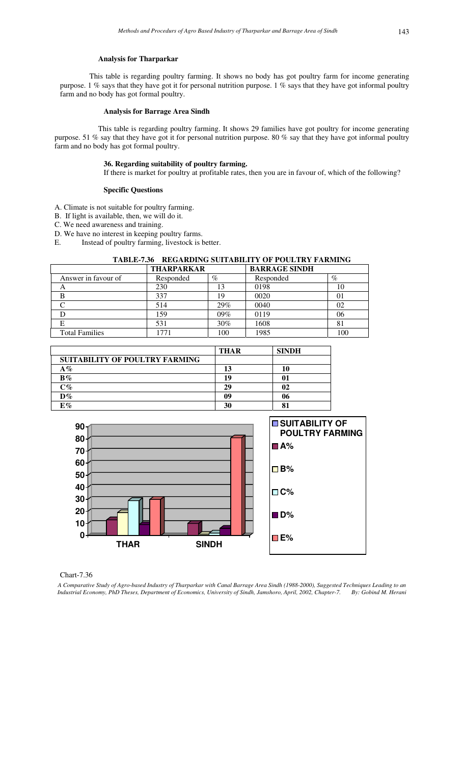**Analysis for Tharparkar**

This table is regarding poultry farming. It shows no body has got poultry farm for income generating purpose. 1 % says that they have got it for personal nutrition purpose. 1 % says that they have got informal poultry farm and no body has got formal poultry.

**Analysis for Barrage Area Sindh**

This table is regarding poultry farming. It shows 29 families have got poultry for income generating purpose. 51 % say that they have got it for personal nutrition purpose. 80 % say that they have got informal poultry farm and no body has got formal poultry.

**36. Regarding suitability of poultry farming.**

If there is market for poultry at profitable rates, then you are in favour of, which of the following?

**Specific Questions**

A. Climate is not suitable for poultry farming.
B. If light is available, then, we will do it.
C. We need awareness and training.
D. We have no interest in keeping poultry farms.
E. Instead of poultry farming, livestock is better.

**TABLE-7.36 REGARDING SUITABILITY OF POULTRY FARMING**

| | THARPARKAR | | BARRAGE SINDH | |
|---|---|---|---|---|
| Answer in favour of | Responded | % | Responded | % |
| A | 230 | 13 | 0198 | 10 |
| B | 337 | 19 | 0020 | 01 |
| C | 514 | 29% | 0040 | 02 |
| D | 159 | 09% | 0119 | 06 |
| E | 531 | 30% | 1608 | 81 |
| Total Families | 1771 | 100 | 1985 | 100 |

| | THAR | SINDH |
|---|---|---|
| **SUITABILITY OF POULTRY FARMING** | | |
| **A%** | **13** | **10** |
| **B%** | **19** | **01** |
| **C%** | **29** | **02** |
| **D%** | **09** | **06** |
| **E%** | **30** | **81** |

Chart-7.36

*A Comparative Study of Agro-based Industry of Tharparkar with Canal Barrage Area Sindh (1988-2000), Suggested Techniques Leading to an Industrial Economy, PhD Theses, Department of Economics, University of Sindh, Jamshoro, April, 2002, Chapter-7. By: Gobind M. Herani*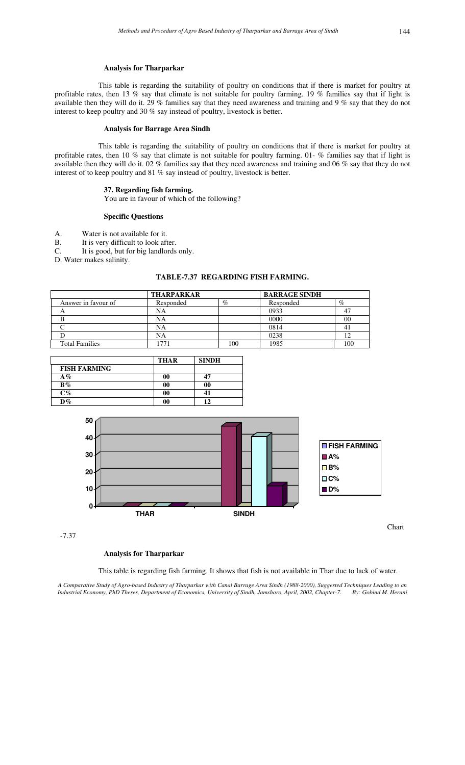#### Analysis for Tharparkar

This table is regarding the suitability of poultry on conditions that if there is market for poultry at profitable rates, then 13 % say that climate is not suitable for poultry farming. 19 % families say that if light is available then they will do it. 29 % families say that they need awareness and training and 9 % say that they do not interest to keep poultry and 30 % say instead of poultry, livestock is better.

#### Analysis for Barrage Area Sindh

This table is regarding the suitability of poultry on conditions that if there is market for poultry at profitable rates, then 10 % say that climate is not suitable for poultry farming. 01- % families say that if light is available then they will do it. 02 % families say that they need awareness and training and 06 % say that they do not interest of to keep poultry and 81 % say instead of poultry, livestock is better.

#### 37. Regarding fish farming.

You are in favour of which of the following?

#### Specific Questions

A. Water is not available for it.
B. It is very difficult to look after.
C. It is good, but for big landlords only.
D. Water makes salinity.

**TABLE-7.37 REGARDING FISH FARMING.**

| | THARPARKAR | | BARRAGE SINDH | |
|---|---|---|---|---|
| Answer in favour of | Responded | % | Responded | % |
| A | NA | | 0933 | 47 |
| B | NA | | 0000 | 00 |
| C | NA | | 0814 | 41 |
| D | NA | | 0238 | 12 |
| Total Families | 1771 | 100 | 1985 | 100 |

| | THAR | SINDH |
|---|---|---|
| **FISH FARMING** | | |
| **A%** | **00** | **47** |
| **B%** | **00** | **00** |
| **C%** | **00** | **41** |
| **D%** | **00** | **12** |

Chart -7.37

#### Analysis for Tharparkar

This table is regarding fish farming. It shows that fish is not available in Thar due to lack of water.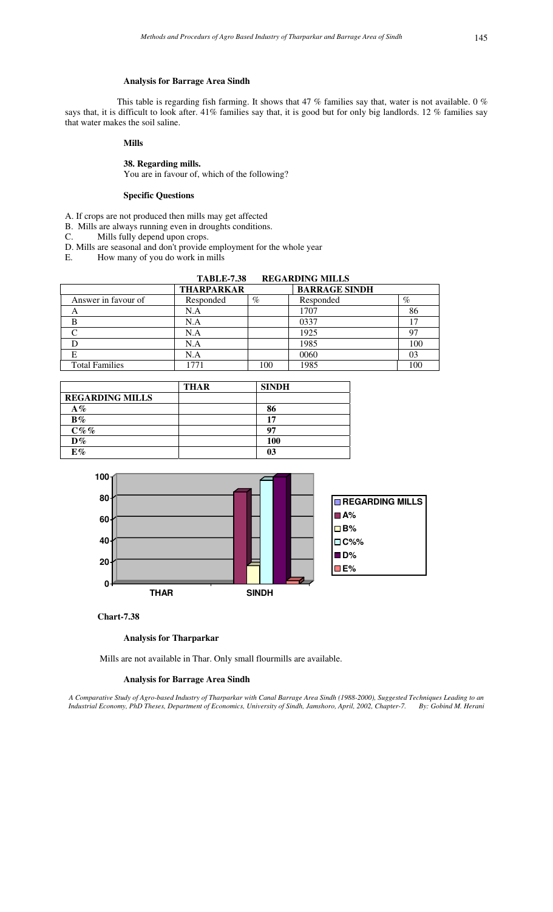### Analysis for Barrage Area Sindh

This table is regarding fish farming. It shows that 47 % families say that, water is not available. 0 % says that, it is difficult to look after. 41% families say that, it is good but for only big landlords. 12 % families say that water makes the soil saline.

### Mills

**38. Regarding mills.**
You are in favour of, which of the following?

### Specific Questions

A. If crops are not produced then mills may get affected
B. Mills are always running even in droughts conditions.
C. Mills fully depend upon crops.
D. Mills are seasonal and don't provide employment for the whole year
E. How many of you do work in mills

**TABLE-7.38 REGARDING MILLS**

| | THARPARKAR | | BARRAGE SINDH | |
|---|---|---|---|---|
| Answer in favour of | Responded | % | Responded | % |
| A | N.A | | 1707 | 86 |
| B | N.A | | 0337 | 17 |
| C | N.A | | 1925 | 97 |
| D | N.A | | 1985 | 100 |
| E | N.A | | 0060 | 03 |
| Total Families | 1771 | 100 | 1985 | 100 |

| | THAR | SINDH |
|---|---|---|
| **REGARDING MILLS** | | |
| **A%** | | **86** |
| **B%** | | **17** |
| **C%%** | | **97** |
| **D%** | | **100** |
| **E%** | | **03** |

**Chart-7.38**

### Analysis for Tharparkar

Mills are not available in Thar. Only small flourmills are available.

### Analysis for Barrage Area Sindh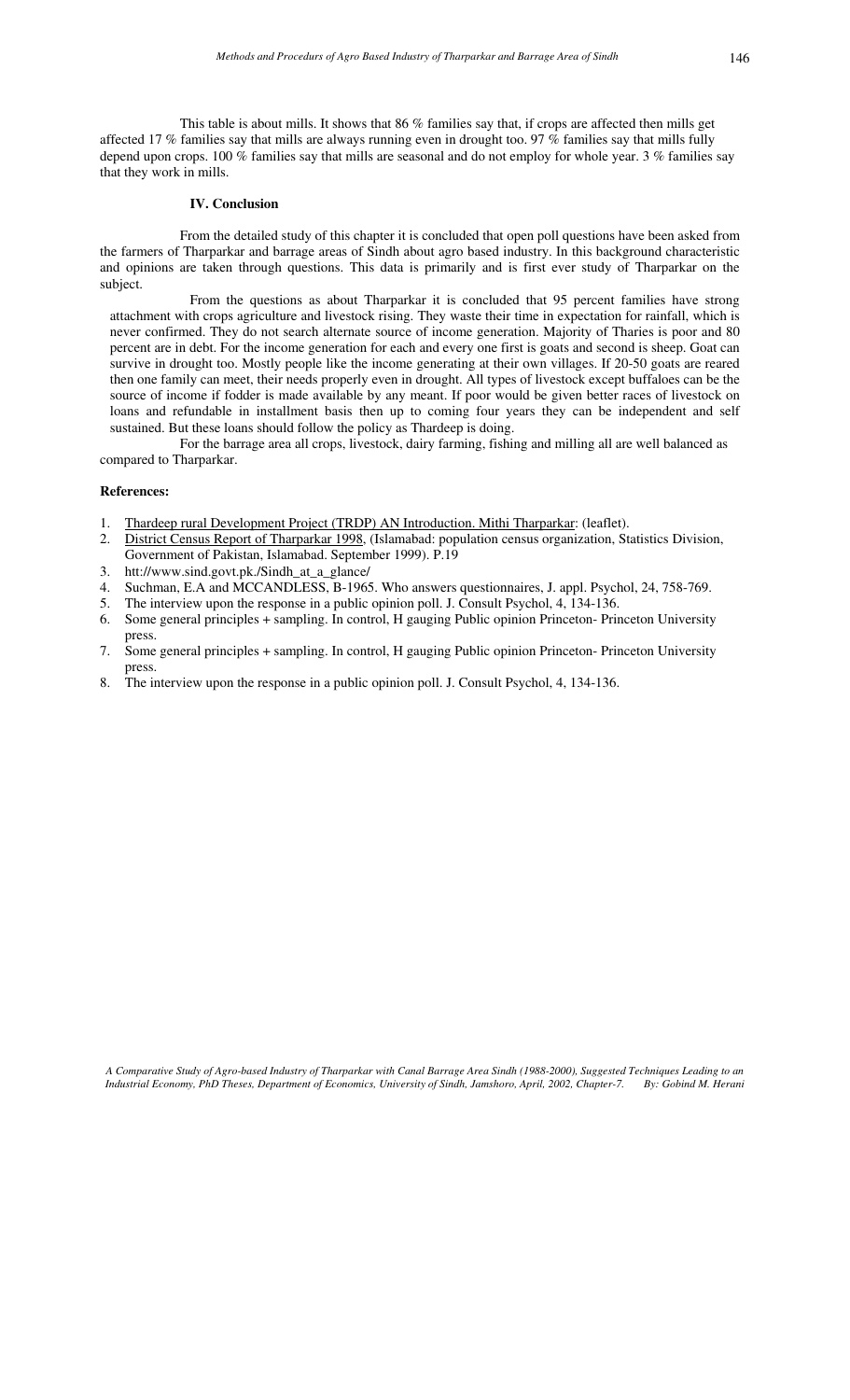This table is about mills. It shows that 86 % families say that, if crops are affected then mills get affected 17 % families say that mills are always running even in drought too. 97 % families say that mills fully depend upon crops. 100 % families say that mills are seasonal and do not employ for whole year. 3 % families say that they work in mills.

### IV. Conclusion

From the detailed study of this chapter it is concluded that open poll questions have been asked from the farmers of Tharparkar and barrage areas of Sindh about agro based industry. In this background characteristic and opinions are taken through questions. This data is primarily and is first ever study of Tharparkar on the subject.

From the questions as about Tharparkar it is concluded that 95 percent families have strong attachment with crops agriculture and livestock rising. They waste their time in expectation for rainfall, which is never confirmed. They do not search alternate source of income generation. Majority of Tharies is poor and 80 percent are in debt. For the income generation for each and every one first is goats and second is sheep. Goat can survive in drought too. Mostly people like the income generating at their own villages. If 20-50 goats are reared then one family can meet, their needs properly even in drought. All types of livestock except buffaloes can be the source of income if fodder is made available by any meant. If poor would be given better races of livestock on loans and refundable in installment basis then up to coming four years they can be independent and self sustained. But these loans should follow the policy as Thardeep is doing.

For the barrage area all crops, livestock, dairy farming, fishing and milling all are well balanced as compared to Tharparkar.

**References:**

1. Thardeep rural Development Project (TRDP) AN Introduction. Mithi Tharparkar: (leaflet).
2. District Census Report of Tharparkar 1998, (Islamabad: population census organization, Statistics Division, Government of Pakistan, Islamabad. September 1999). P.19
3. htt://www.sind.govt.pk./Sindh_at_a_glance/
4. Suchman, E.A and MCCANDLESS, B-1965. Who answers questionnaires, J. appl. Psychol, 24, 758-769.
5. The interview upon the response in a public opinion poll. J. Consult Psychol, 4, 134-136.
6. Some general principles + sampling. In control, H gauging Public opinion Princeton- Princeton University press.
7. Some general principles + sampling. In control, H gauging Public opinion Princeton- Princeton University press.
8. The interview upon the response in a public opinion poll. J. Consult Psychol, 4, 134-136.